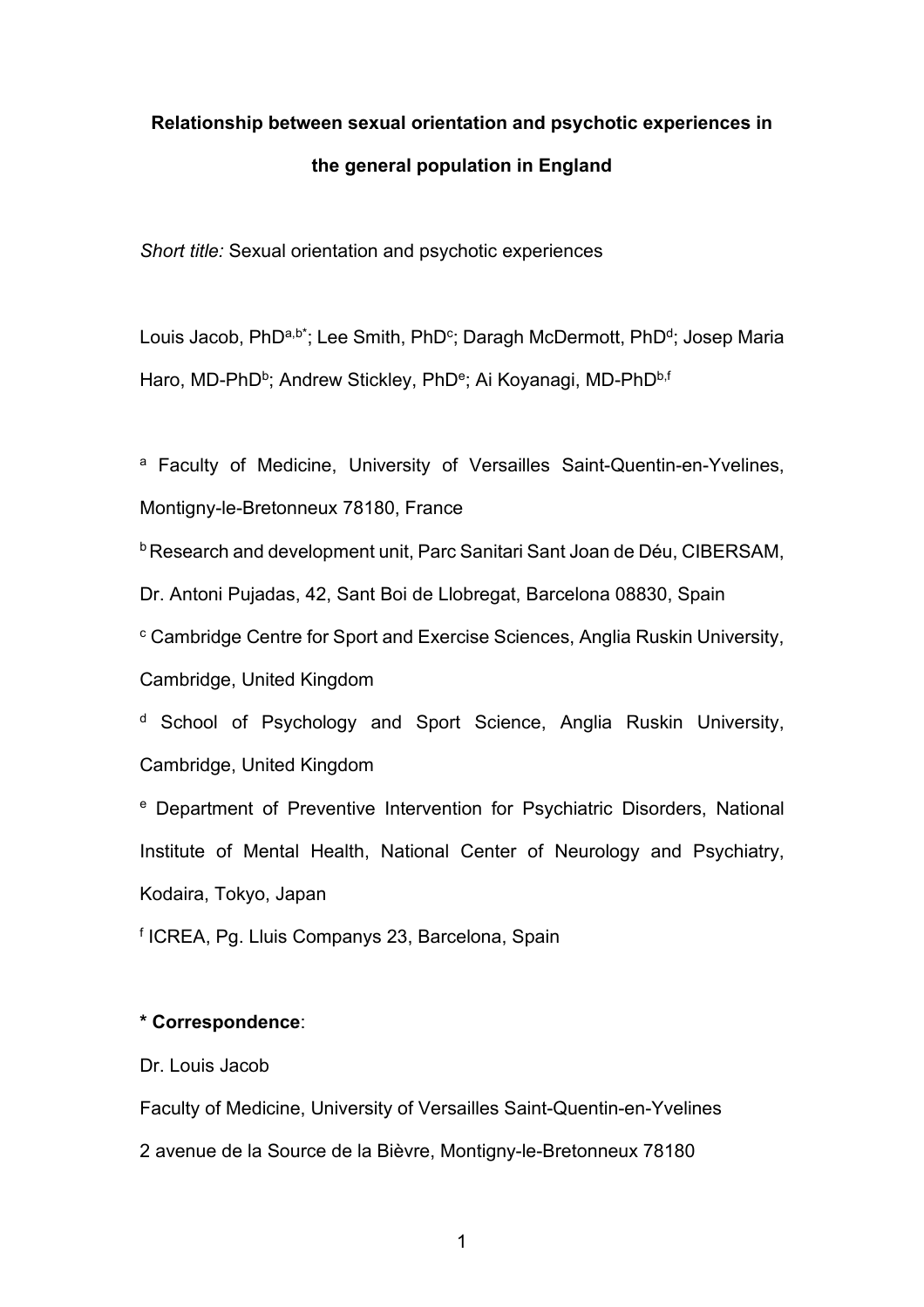**Relationship between sexual orientation and psychotic experiences in the general population in England**

*Short title:* Sexual orientation and psychotic experiences

Louis Jacob, PhD[a,b*]; Lee Smith, PhD[c]; Daragh McDermott, PhD[d]; Josep Maria Haro, MD-PhD[b]; Andrew Stickley, PhD[e]; Ai Koyanagi, MD-PhD[b,f]

[a] Faculty of Medicine, University of Versailles Saint-Quentin-en-Yvelines, Montigny-le-Bretonneux 78180, France

[b] Research and development unit, Parc Sanitari Sant Joan de Déu, CIBERSAM, Dr. Antoni Pujadas, 42, Sant Boi de Llobregat, Barcelona 08830, Spain

[c] Cambridge Centre for Sport and Exercise Sciences, Anglia Ruskin University, Cambridge, United Kingdom

[d] School of Psychology and Sport Science, Anglia Ruskin University, Cambridge, United Kingdom

[e] Department of Preventive Intervention for Psychiatric Disorders, National Institute of Mental Health, National Center of Neurology and Psychiatry, Kodaira, Tokyo, Japan

[f] ICREA, Pg. Lluis Companys 23, Barcelona, Spain

**\* Correspondence**:

Dr. Louis Jacob

Faculty of Medicine, University of Versailles Saint-Quentin-en-Yvelines

2 avenue de la Source de la Bièvre, Montigny-le-Bretonneux 78180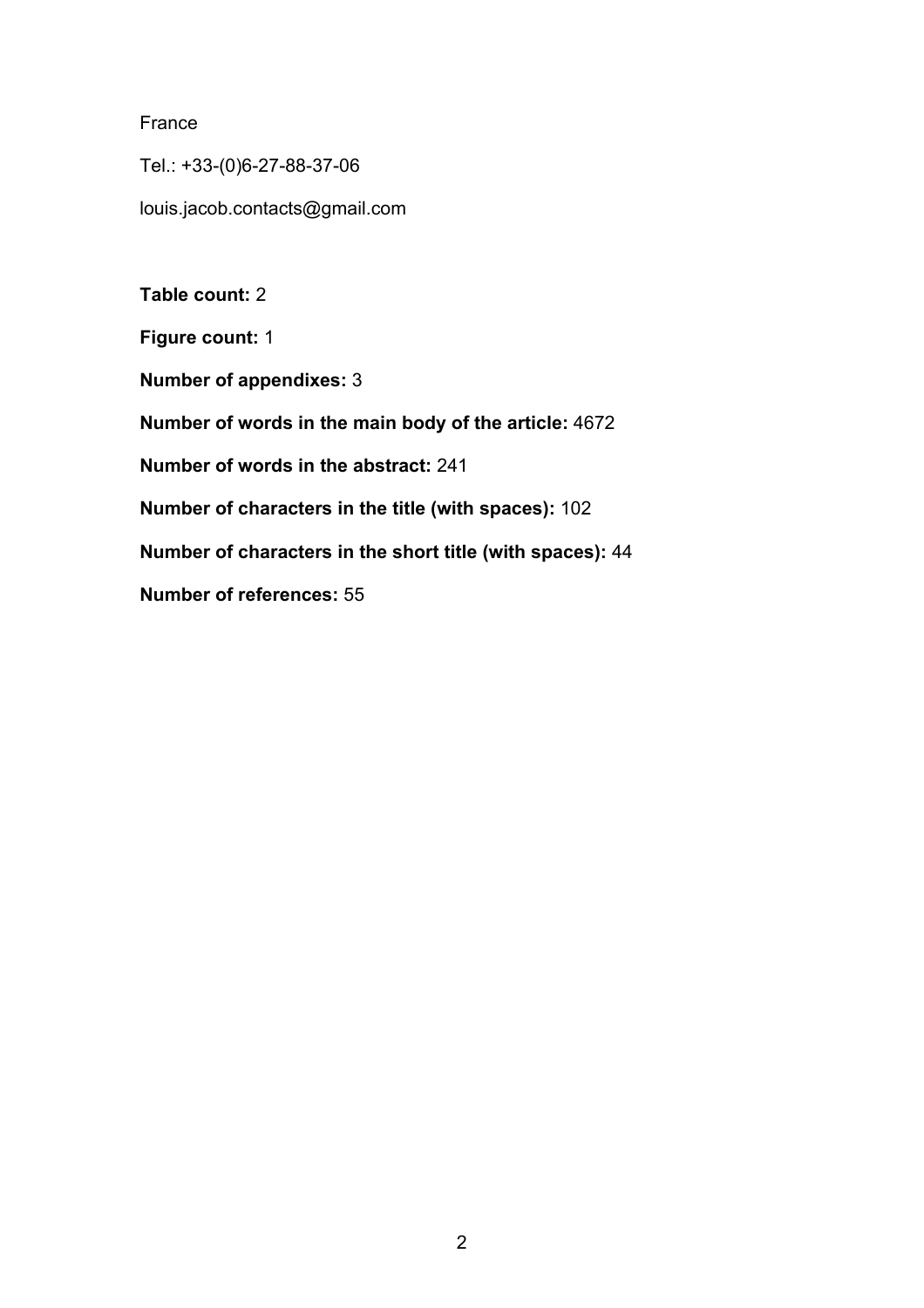France

Tel.: +33-(0)6-27-88-37-06

louis.jacob.contacts@gmail.com

**Table count:** 2

**Figure count:** 1

**Number of appendixes:** 3

**Number of words in the main body of the article:** 4672

**Number of words in the abstract:** 241

**Number of characters in the title (with spaces):** 102

**Number of characters in the short title (with spaces):** 44

**Number of references:** 55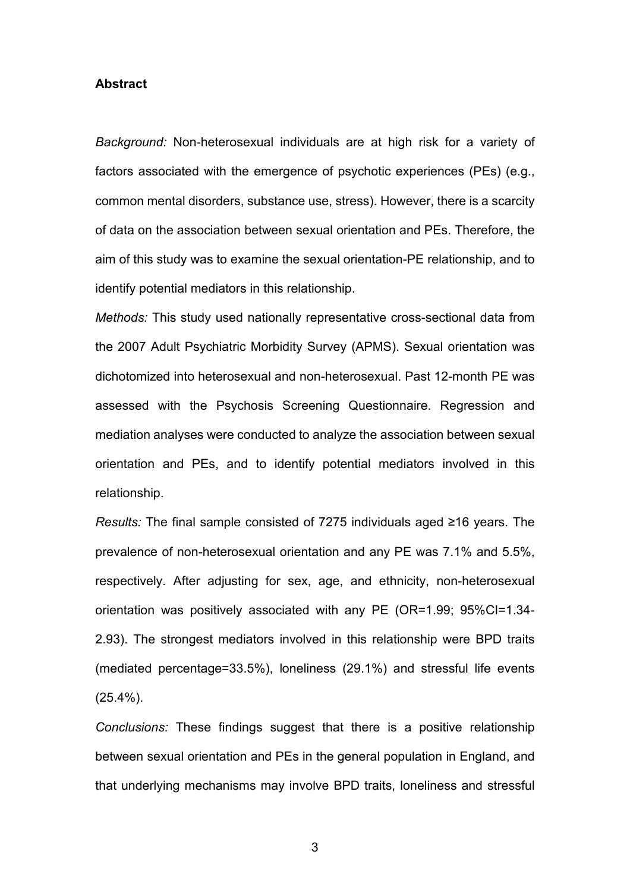**Abstract**

*Background:* Non-heterosexual individuals are at high risk for a variety of factors associated with the emergence of psychotic experiences (PEs) (e.g., common mental disorders, substance use, stress). However, there is a scarcity of data on the association between sexual orientation and PEs. Therefore, the aim of this study was to examine the sexual orientation-PE relationship, and to identify potential mediators in this relationship.

*Methods:* This study used nationally representative cross-sectional data from the 2007 Adult Psychiatric Morbidity Survey (APMS). Sexual orientation was dichotomized into heterosexual and non-heterosexual. Past 12-month PE was assessed with the Psychosis Screening Questionnaire. Regression and mediation analyses were conducted to analyze the association between sexual orientation and PEs, and to identify potential mediators involved in this relationship.

*Results:* The final sample consisted of 7275 individuals aged ≥16 years. The prevalence of non-heterosexual orientation and any PE was 7.1% and 5.5%, respectively. After adjusting for sex, age, and ethnicity, non-heterosexual orientation was positively associated with any PE (OR=1.99; 95%CI=1.34-2.93). The strongest mediators involved in this relationship were BPD traits (mediated percentage=33.5%), loneliness (29.1%) and stressful life events (25.4%).

*Conclusions:* These findings suggest that there is a positive relationship between sexual orientation and PEs in the general population in England, and that underlying mechanisms may involve BPD traits, loneliness and stressful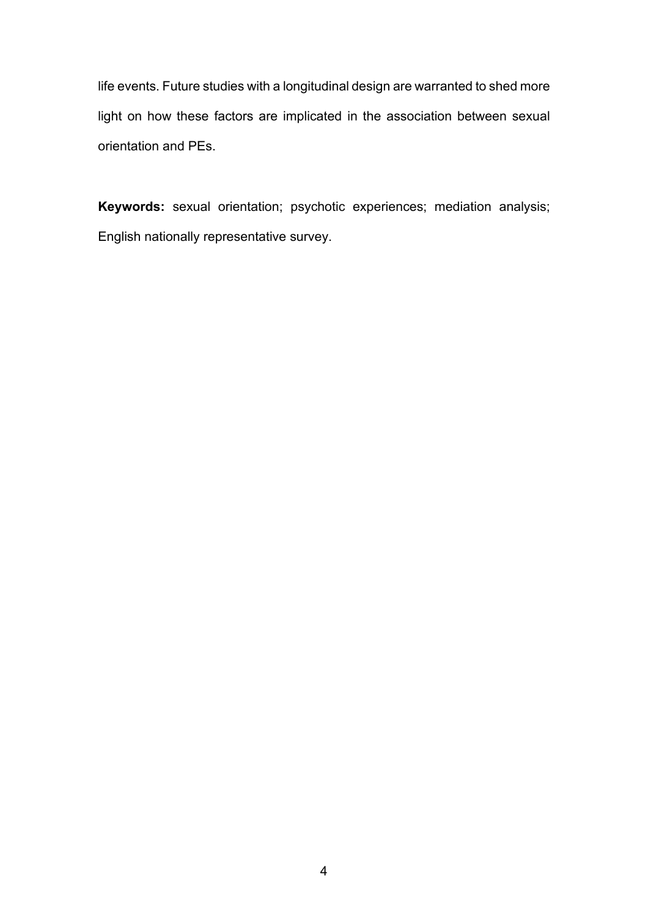life events. Future studies with a longitudinal design are warranted to shed more light on how these factors are implicated in the association between sexual orientation and PEs.

**Keywords:** sexual orientation; psychotic experiences; mediation analysis; English nationally representative survey.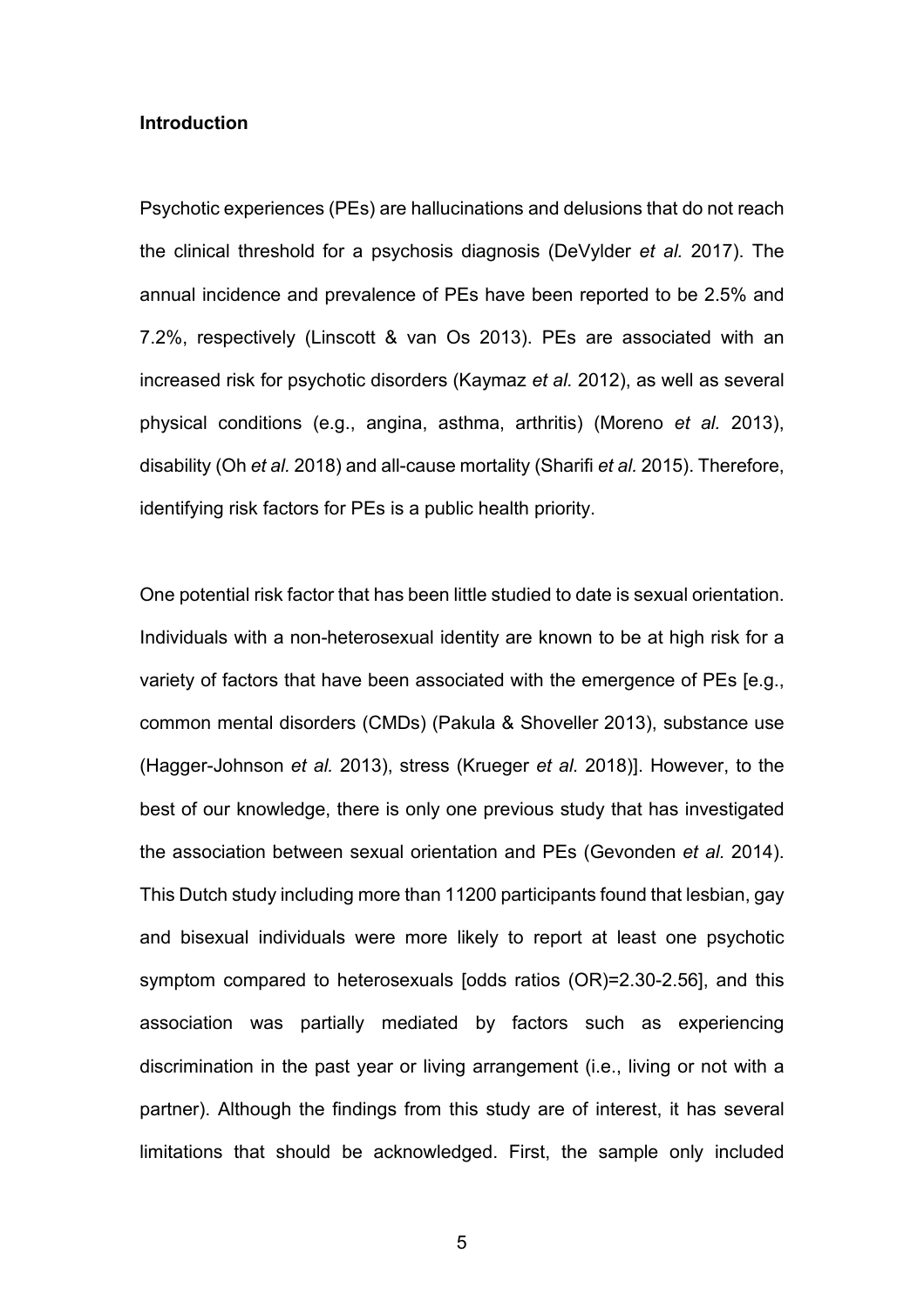## Introduction

Psychotic experiences (PEs) are hallucinations and delusions that do not reach the clinical threshold for a psychosis diagnosis (DeVylder *et al.* 2017). The annual incidence and prevalence of PEs have been reported to be 2.5% and 7.2%, respectively (Linscott & van Os 2013). PEs are associated with an increased risk for psychotic disorders (Kaymaz *et al.* 2012), as well as several physical conditions (e.g., angina, asthma, arthritis) (Moreno *et al.* 2013), disability (Oh *et al.* 2018) and all-cause mortality (Sharifi *et al.* 2015). Therefore, identifying risk factors for PEs is a public health priority.

One potential risk factor that has been little studied to date is sexual orientation. Individuals with a non-heterosexual identity are known to be at high risk for a variety of factors that have been associated with the emergence of PEs [e.g., common mental disorders (CMDs) (Pakula & Shoveller 2013), substance use (Hagger-Johnson *et al.* 2013), stress (Krueger *et al.* 2018)]. However, to the best of our knowledge, there is only one previous study that has investigated the association between sexual orientation and PEs (Gevonden *et al.* 2014). This Dutch study including more than 11200 participants found that lesbian, gay and bisexual individuals were more likely to report at least one psychotic symptom compared to heterosexuals [odds ratios (OR)=2.30-2.56], and this association was partially mediated by factors such as experiencing discrimination in the past year or living arrangement (i.e., living or not with a partner). Although the findings from this study are of interest, it has several limitations that should be acknowledged. First, the sample only included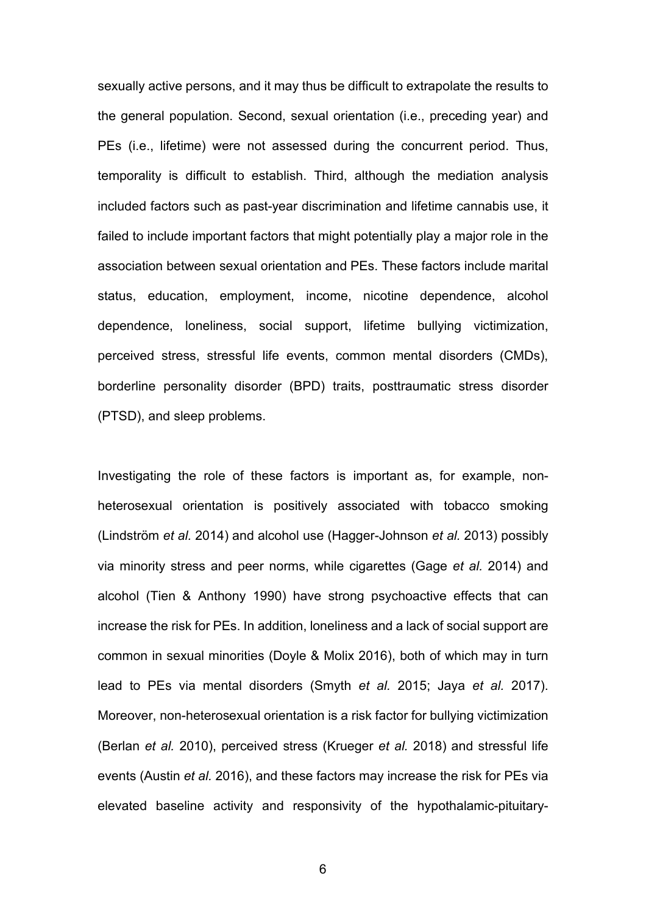sexually active persons, and it may thus be difficult to extrapolate the results to the general population. Second, sexual orientation (i.e., preceding year) and PEs (i.e., lifetime) were not assessed during the concurrent period. Thus, temporality is difficult to establish. Third, although the mediation analysis included factors such as past-year discrimination and lifetime cannabis use, it failed to include important factors that might potentially play a major role in the association between sexual orientation and PEs. These factors include marital status, education, employment, income, nicotine dependence, alcohol dependence, loneliness, social support, lifetime bullying victimization, perceived stress, stressful life events, common mental disorders (CMDs), borderline personality disorder (BPD) traits, posttraumatic stress disorder (PTSD), and sleep problems.

Investigating the role of these factors is important as, for example, non-heterosexual orientation is positively associated with tobacco smoking (Lindström *et al.* 2014) and alcohol use (Hagger-Johnson *et al.* 2013) possibly via minority stress and peer norms, while cigarettes (Gage *et al.* 2014) and alcohol (Tien & Anthony 1990) have strong psychoactive effects that can increase the risk for PEs. In addition, loneliness and a lack of social support are common in sexual minorities (Doyle & Molix 2016), both of which may in turn lead to PEs via mental disorders (Smyth *et al.* 2015; Jaya *et al.* 2017). Moreover, non-heterosexual orientation is a risk factor for bullying victimization (Berlan *et al.* 2010), perceived stress (Krueger *et al.* 2018) and stressful life events (Austin *et al.* 2016), and these factors may increase the risk for PEs via elevated baseline activity and responsivity of the hypothalamic-pituitary-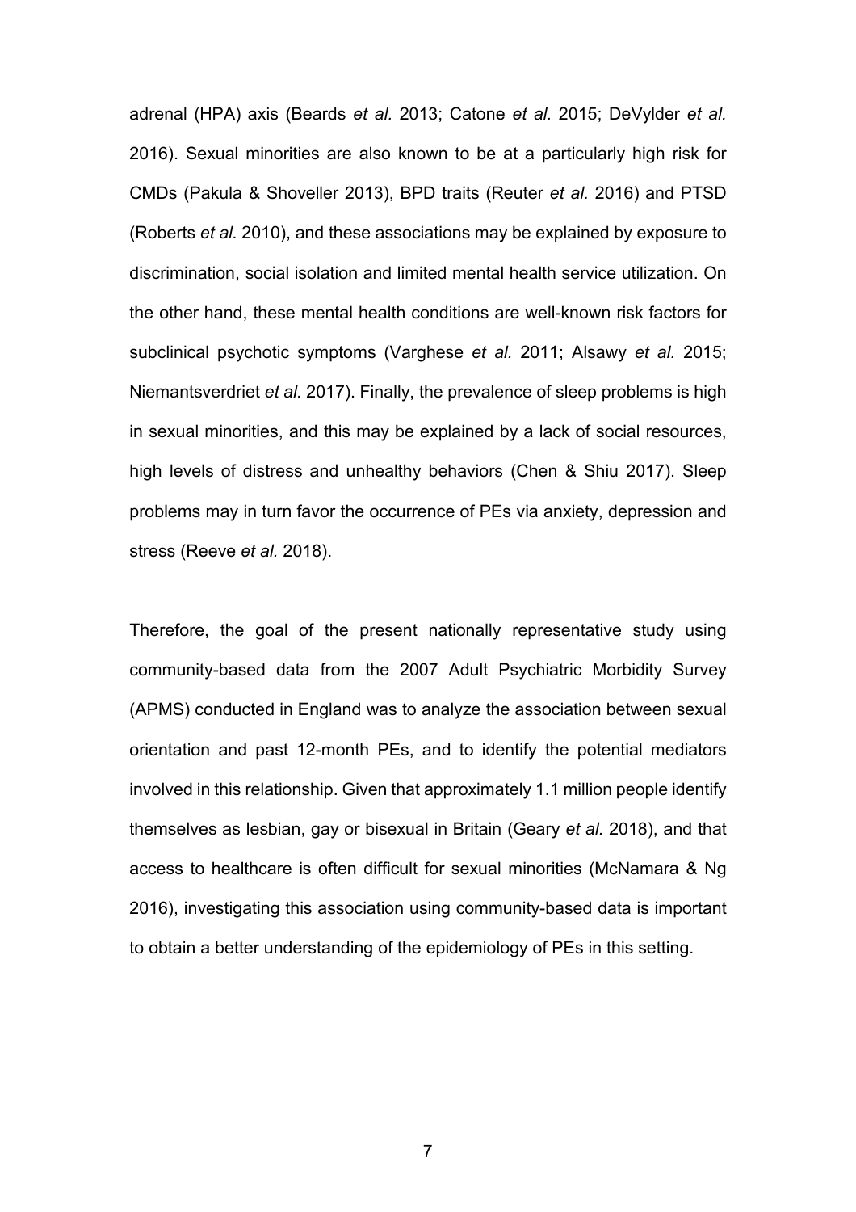adrenal (HPA) axis (Beards *et al.* 2013; Catone *et al.* 2015; DeVylder *et al.* 2016). Sexual minorities are also known to be at a particularly high risk for CMDs (Pakula & Shoveller 2013), BPD traits (Reuter *et al.* 2016) and PTSD (Roberts *et al.* 2010), and these associations may be explained by exposure to discrimination, social isolation and limited mental health service utilization. On the other hand, these mental health conditions are well-known risk factors for subclinical psychotic symptoms (Varghese *et al.* 2011; Alsawy *et al.* 2015; Niemantsverdriet *et al.* 2017). Finally, the prevalence of sleep problems is high in sexual minorities, and this may be explained by a lack of social resources, high levels of distress and unhealthy behaviors (Chen & Shiu 2017). Sleep problems may in turn favor the occurrence of PEs via anxiety, depression and stress (Reeve *et al.* 2018).

Therefore, the goal of the present nationally representative study using community-based data from the 2007 Adult Psychiatric Morbidity Survey (APMS) conducted in England was to analyze the association between sexual orientation and past 12-month PEs, and to identify the potential mediators involved in this relationship. Given that approximately 1.1 million people identify themselves as lesbian, gay or bisexual in Britain (Geary *et al.* 2018), and that access to healthcare is often difficult for sexual minorities (McNamara & Ng 2016), investigating this association using community-based data is important to obtain a better understanding of the epidemiology of PEs in this setting.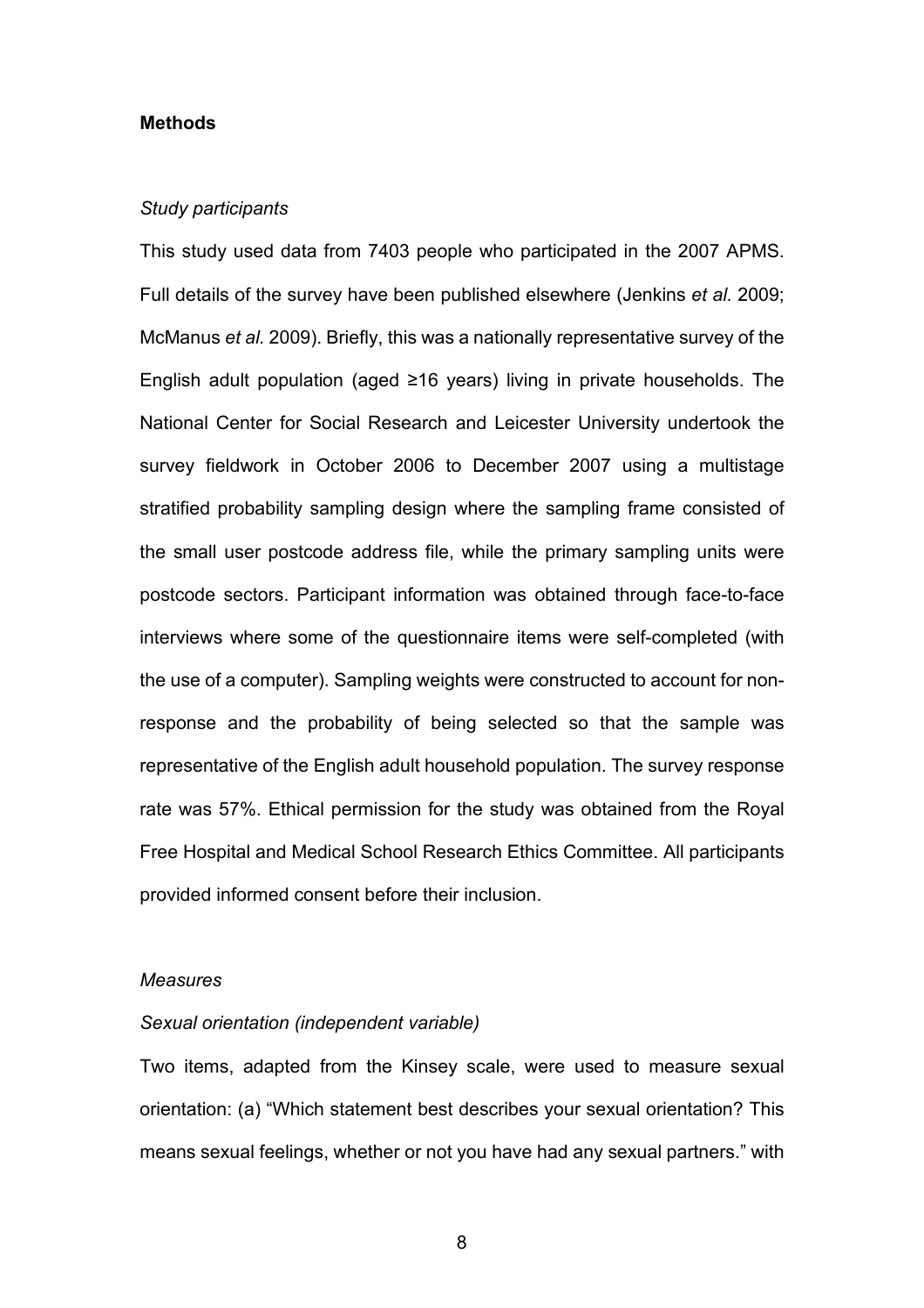**Methods**

*Study participants*

This study used data from 7403 people who participated in the 2007 APMS. Full details of the survey have been published elsewhere (Jenkins *et al.* 2009; McManus *et al.* 2009). Briefly, this was a nationally representative survey of the English adult population (aged ≥16 years) living in private households. The National Center for Social Research and Leicester University undertook the survey fieldwork in October 2006 to December 2007 using a multistage stratified probability sampling design where the sampling frame consisted of the small user postcode address file, while the primary sampling units were postcode sectors. Participant information was obtained through face-to-face interviews where some of the questionnaire items were self-completed (with the use of a computer). Sampling weights were constructed to account for non-response and the probability of being selected so that the sample was representative of the English adult household population. The survey response rate was 57%. Ethical permission for the study was obtained from the Royal Free Hospital and Medical School Research Ethics Committee. All participants provided informed consent before their inclusion.

*Measures*

*Sexual orientation (independent variable)*

Two items, adapted from the Kinsey scale, were used to measure sexual orientation: (a) "Which statement best describes your sexual orientation? This means sexual feelings, whether or not you have had any sexual partners." with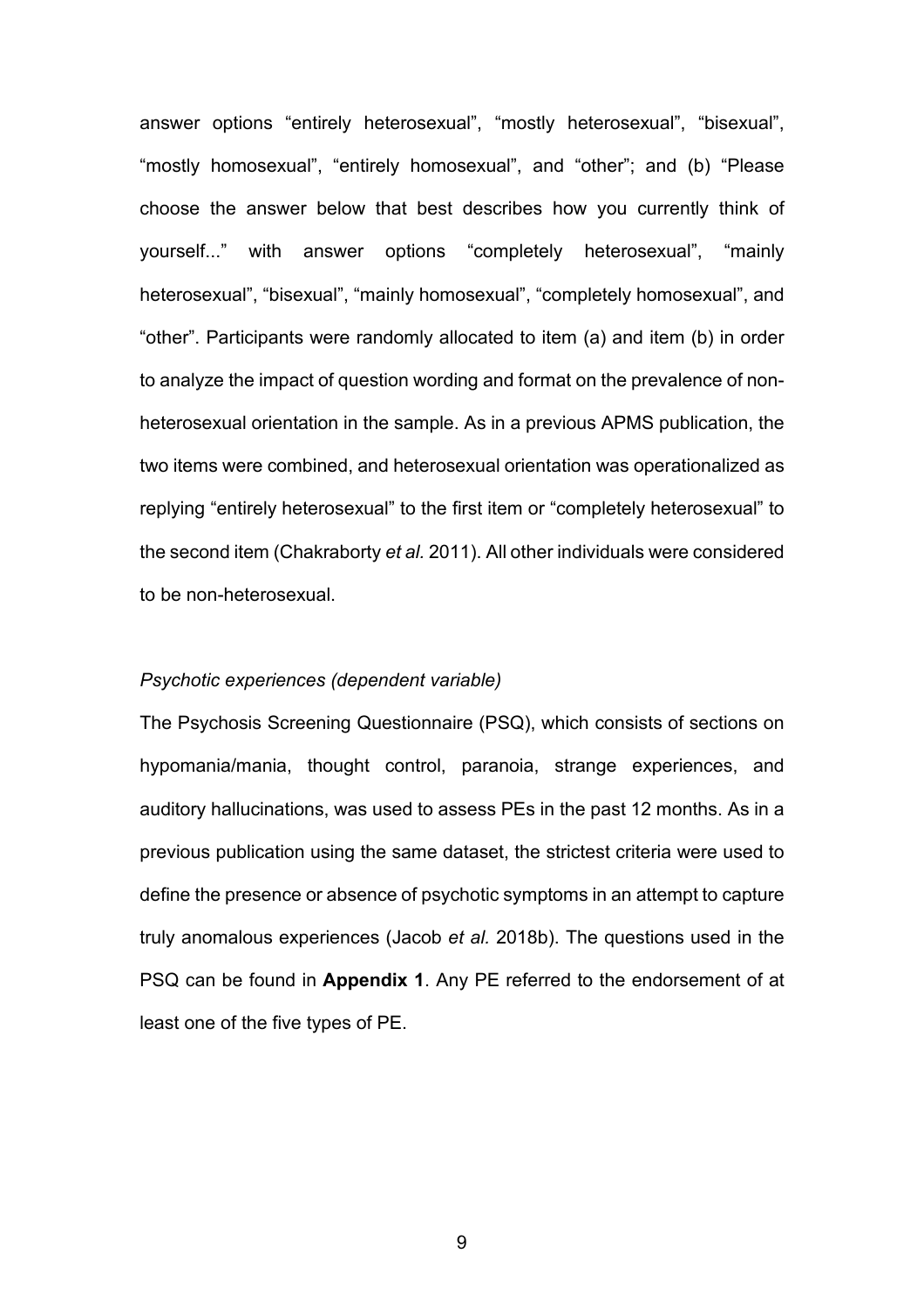answer options “entirely heterosexual”, “mostly heterosexual”, “bisexual”, “mostly homosexual”, “entirely homosexual”, and “other”; and (b) “Please choose the answer below that best describes how you currently think of yourself...” with answer options “completely heterosexual”, “mainly heterosexual”, “bisexual”, “mainly homosexual”, “completely homosexual”, and “other”. Participants were randomly allocated to item (a) and item (b) in order to analyze the impact of question wording and format on the prevalence of non-heterosexual orientation in the sample. As in a previous APMS publication, the two items were combined, and heterosexual orientation was operationalized as replying “entirely heterosexual” to the first item or “completely heterosexual” to the second item (Chakraborty *et al.* 2011). All other individuals were considered to be non-heterosexual.

*Psychotic experiences (dependent variable)*

The Psychosis Screening Questionnaire (PSQ), which consists of sections on hypomania/mania, thought control, paranoia, strange experiences, and auditory hallucinations, was used to assess PEs in the past 12 months. As in a previous publication using the same dataset, the strictest criteria were used to define the presence or absence of psychotic symptoms in an attempt to capture truly anomalous experiences (Jacob *et al.* 2018b). The questions used in the PSQ can be found in **Appendix 1**. Any PE referred to the endorsement of at least one of the five types of PE.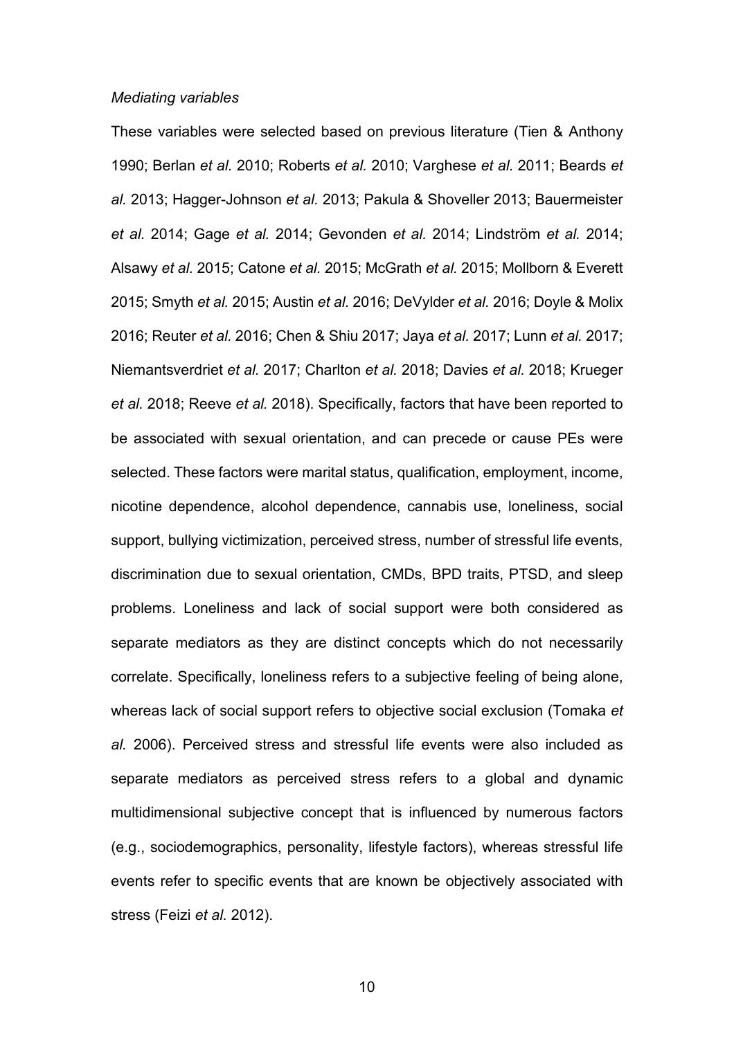*Mediating variables*

These variables were selected based on previous literature (Tien & Anthony 1990; Berlan *et al.* 2010; Roberts *et al.* 2010; Varghese *et al.* 2011; Beards *et al.* 2013; Hagger-Johnson *et al.* 2013; Pakula & Shoveller 2013; Bauermeister *et al.* 2014; Gage *et al.* 2014; Gevonden *et al.* 2014; Lindström *et al.* 2014; Alsawy *et al.* 2015; Catone *et al.* 2015; McGrath *et al.* 2015; Mollborn & Everett 2015; Smyth *et al.* 2015; Austin *et al.* 2016; DeVylder *et al.* 2016; Doyle & Molix 2016; Reuter *et al.* 2016; Chen & Shiu 2017; Jaya *et al.* 2017; Lunn *et al.* 2017; Niemantsverdriet *et al.* 2017; Charlton *et al.* 2018; Davies *et al.* 2018; Krueger *et al.* 2018; Reeve *et al.* 2018). Specifically, factors that have been reported to be associated with sexual orientation, and can precede or cause PEs were selected. These factors were marital status, qualification, employment, income, nicotine dependence, alcohol dependence, cannabis use, loneliness, social support, bullying victimization, perceived stress, number of stressful life events, discrimination due to sexual orientation, CMDs, BPD traits, PTSD, and sleep problems. Loneliness and lack of social support were both considered as separate mediators as they are distinct concepts which do not necessarily correlate. Specifically, loneliness refers to a subjective feeling of being alone, whereas lack of social support refers to objective social exclusion (Tomaka *et al.* 2006). Perceived stress and stressful life events were also included as separate mediators as perceived stress refers to a global and dynamic multidimensional subjective concept that is influenced by numerous factors (e.g., sociodemographics, personality, lifestyle factors), whereas stressful life events refer to specific events that are known be objectively associated with stress (Feizi *et al.* 2012).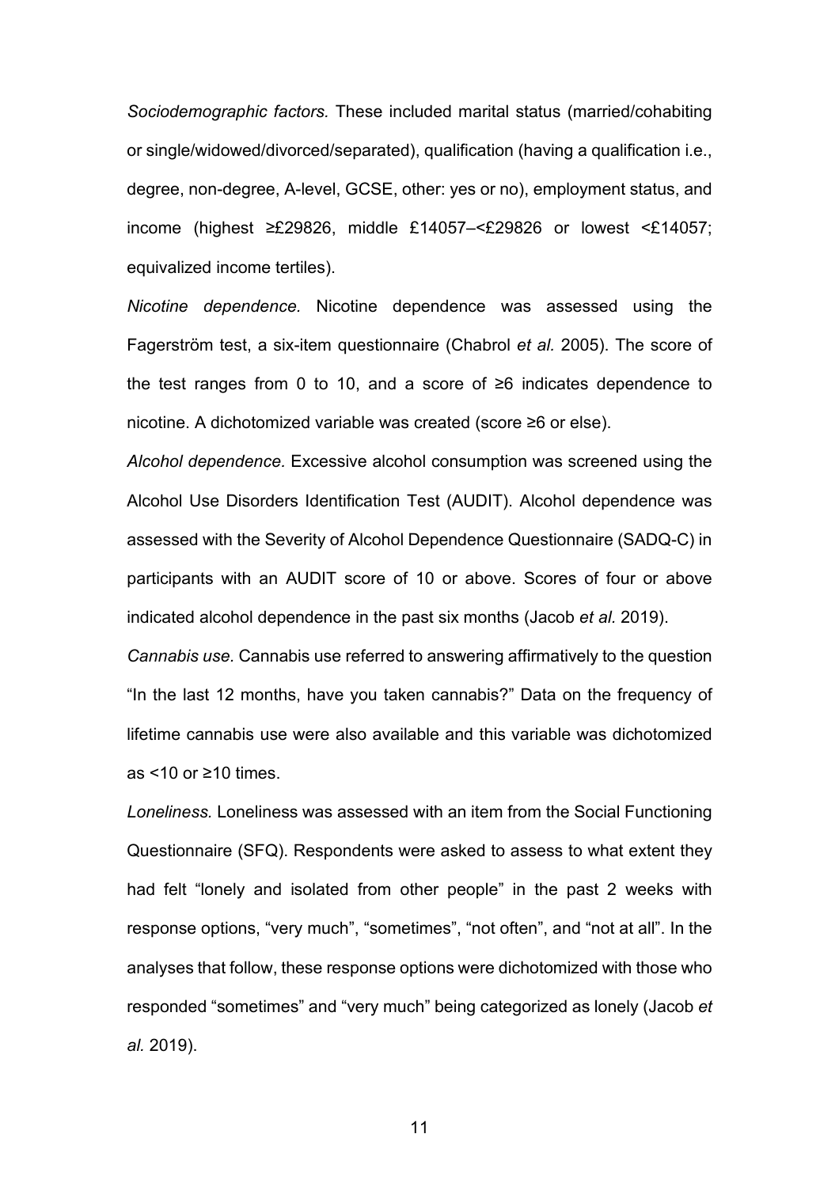*Sociodemographic factors.* These included marital status (married/cohabiting or single/widowed/divorced/separated), qualification (having a qualification i.e., degree, non-degree, A-level, GCSE, other: yes or no), employment status, and income (highest ≥£29826, middle £14057–<£29826 or lowest <£14057; equivalized income tertiles).

*Nicotine dependence.* Nicotine dependence was assessed using the Fagerström test, a six-item questionnaire (Chabrol *et al.* 2005). The score of the test ranges from 0 to 10, and a score of ≥6 indicates dependence to nicotine. A dichotomized variable was created (score ≥6 or else).

*Alcohol dependence.* Excessive alcohol consumption was screened using the Alcohol Use Disorders Identification Test (AUDIT). Alcohol dependence was assessed with the Severity of Alcohol Dependence Questionnaire (SADQ-C) in participants with an AUDIT score of 10 or above. Scores of four or above indicated alcohol dependence in the past six months (Jacob *et al.* 2019).

*Cannabis use.* Cannabis use referred to answering affirmatively to the question "In the last 12 months, have you taken cannabis?" Data on the frequency of lifetime cannabis use were also available and this variable was dichotomized as <10 or ≥10 times.

*Loneliness.* Loneliness was assessed with an item from the Social Functioning Questionnaire (SFQ). Respondents were asked to assess to what extent they had felt "lonely and isolated from other people" in the past 2 weeks with response options, "very much", "sometimes", "not often", and "not at all". In the analyses that follow, these response options were dichotomized with those who responded "sometimes" and "very much" being categorized as lonely (Jacob *et al.* 2019).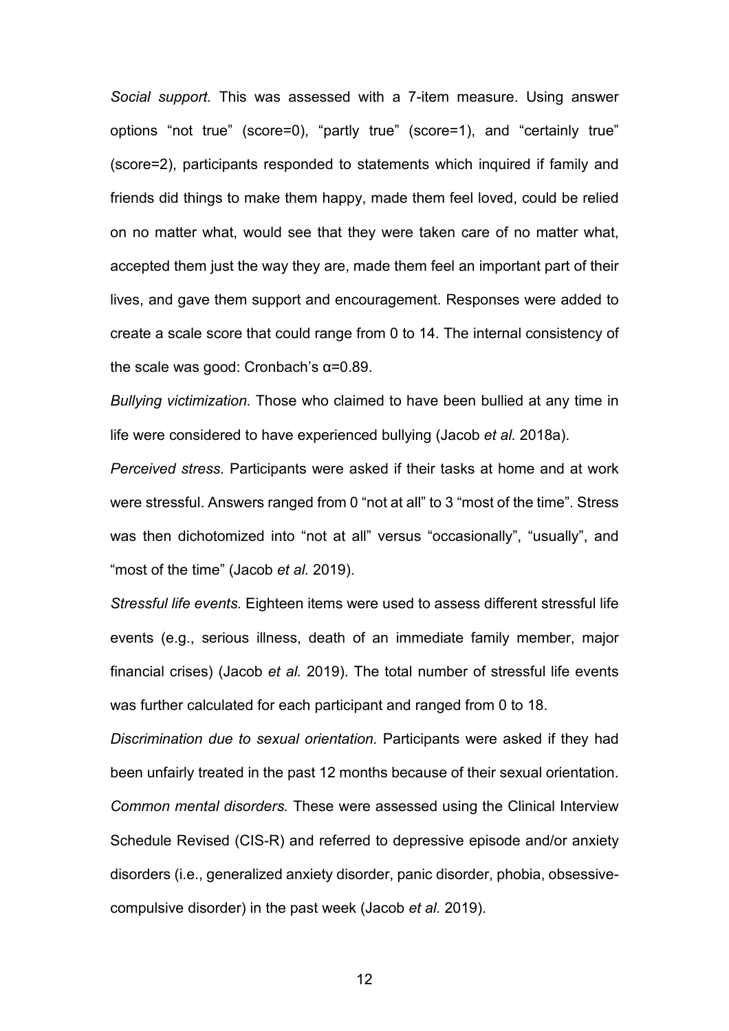*Social support.* This was assessed with a 7-item measure. Using answer options "not true" (score=0), "partly true" (score=1), and "certainly true" (score=2), participants responded to statements which inquired if family and friends did things to make them happy, made them feel loved, could be relied on no matter what, would see that they were taken care of no matter what, accepted them just the way they are, made them feel an important part of their lives, and gave them support and encouragement. Responses were added to create a scale score that could range from 0 to 14. The internal consistency of the scale was good: Cronbach's α=0.89.

*Bullying victimization.* Those who claimed to have been bullied at any time in life were considered to have experienced bullying (Jacob *et al.* 2018a).

*Perceived stress.* Participants were asked if their tasks at home and at work were stressful. Answers ranged from 0 "not at all" to 3 "most of the time". Stress was then dichotomized into "not at all" versus "occasionally", "usually", and "most of the time" (Jacob *et al.* 2019).

*Stressful life events.* Eighteen items were used to assess different stressful life events (e.g., serious illness, death of an immediate family member, major financial crises) (Jacob *et al.* 2019). The total number of stressful life events was further calculated for each participant and ranged from 0 to 18.

*Discrimination due to sexual orientation.* Participants were asked if they had been unfairly treated in the past 12 months because of their sexual orientation.

*Common mental disorders.* These were assessed using the Clinical Interview Schedule Revised (CIS-R) and referred to depressive episode and/or anxiety disorders (i.e., generalized anxiety disorder, panic disorder, phobia, obsessive-compulsive disorder) in the past week (Jacob *et al.* 2019).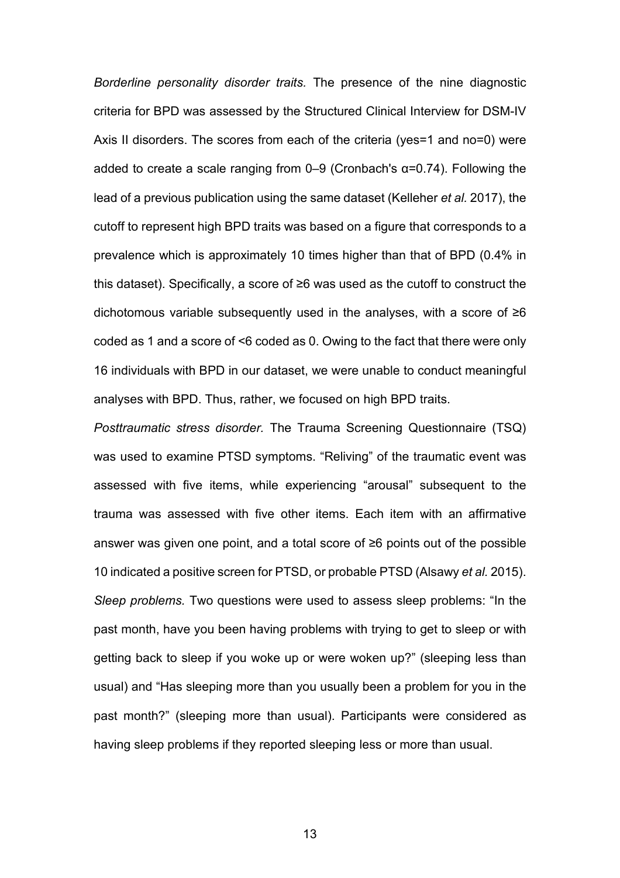*Borderline personality disorder traits.* The presence of the nine diagnostic criteria for BPD was assessed by the Structured Clinical Interview for DSM-IV Axis II disorders. The scores from each of the criteria (yes=1 and no=0) were added to create a scale ranging from 0–9 (Cronbach's $\alpha$=0.74). Following the lead of a previous publication using the same dataset (Kelleher *et al.* 2017), the cutoff to represent high BPD traits was based on a figure that corresponds to a prevalence which is approximately 10 times higher than that of BPD (0.4% in this dataset). Specifically, a score of ≥6 was used as the cutoff to construct the dichotomous variable subsequently used in the analyses, with a score of ≥6 coded as 1 and a score of <6 coded as 0. Owing to the fact that there were only 16 individuals with BPD in our dataset, we were unable to conduct meaningful analyses with BPD. Thus, rather, we focused on high BPD traits.

*Posttraumatic stress disorder.* The Trauma Screening Questionnaire (TSQ) was used to examine PTSD symptoms. "Reliving" of the traumatic event was assessed with five items, while experiencing "arousal" subsequent to the trauma was assessed with five other items. Each item with an affirmative answer was given one point, and a total score of ≥6 points out of the possible 10 indicated a positive screen for PTSD, or probable PTSD (Alsawy *et al.* 2015).

*Sleep problems.* Two questions were used to assess sleep problems: "In the past month, have you been having problems with trying to get to sleep or with getting back to sleep if you woke up or were woken up?" (sleeping less than usual) and "Has sleeping more than you usually been a problem for you in the past month?" (sleeping more than usual). Participants were considered as having sleep problems if they reported sleeping less or more than usual.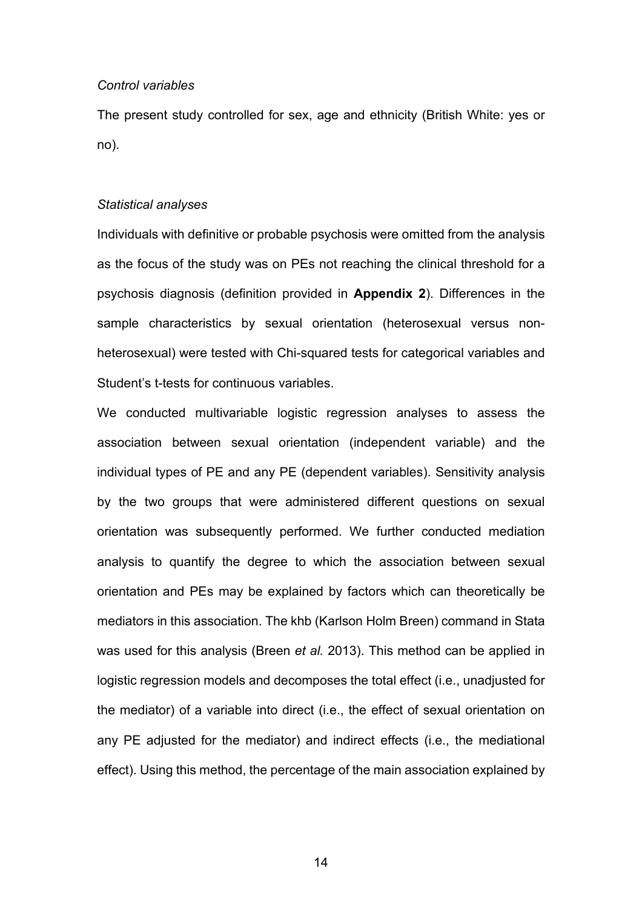*Control variables*

The present study controlled for sex, age and ethnicity (British White: yes or no).

*Statistical analyses*

Individuals with definitive or probable psychosis were omitted from the analysis as the focus of the study was on PEs not reaching the clinical threshold for a psychosis diagnosis (definition provided in **Appendix 2**). Differences in the sample characteristics by sexual orientation (heterosexual versus non-heterosexual) were tested with Chi-squared tests for categorical variables and Student's t-tests for continuous variables.

We conducted multivariable logistic regression analyses to assess the association between sexual orientation (independent variable) and the individual types of PE and any PE (dependent variables). Sensitivity analysis by the two groups that were administered different questions on sexual orientation was subsequently performed. We further conducted mediation analysis to quantify the degree to which the association between sexual orientation and PEs may be explained by factors which can theoretically be mediators in this association. The khb (Karlson Holm Breen) command in Stata was used for this analysis (Breen *et al.* 2013). This method can be applied in logistic regression models and decomposes the total effect (i.e., unadjusted for the mediator) of a variable into direct (i.e., the effect of sexual orientation on any PE adjusted for the mediator) and indirect effects (i.e., the mediational effect). Using this method, the percentage of the main association explained by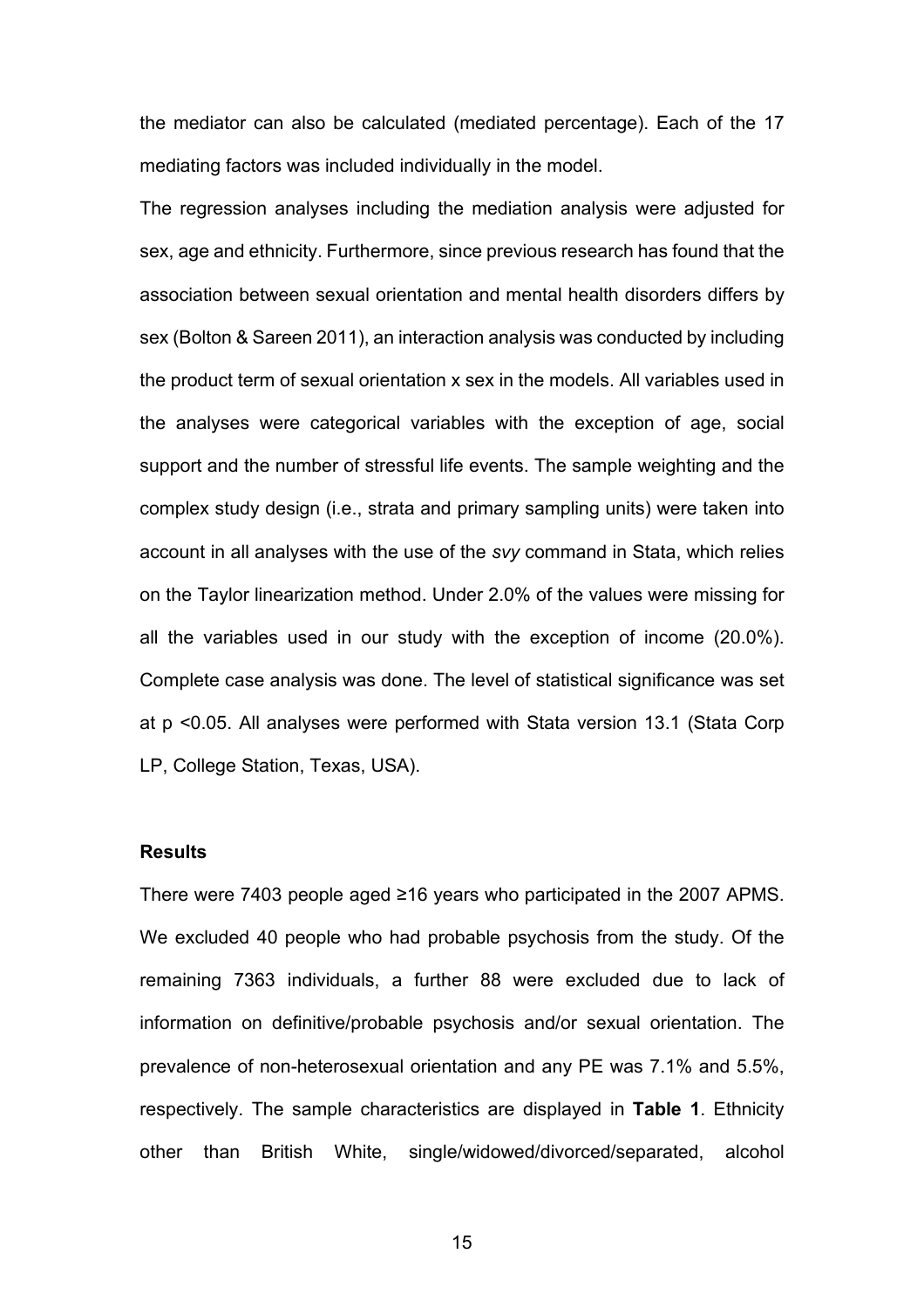the mediator can also be calculated (mediated percentage). Each of the 17 mediating factors was included individually in the model.

The regression analyses including the mediation analysis were adjusted for sex, age and ethnicity. Furthermore, since previous research has found that the association between sexual orientation and mental health disorders differs by sex (Bolton & Sareen 2011), an interaction analysis was conducted by including the product term of sexual orientation x sex in the models. All variables used in the analyses were categorical variables with the exception of age, social support and the number of stressful life events. The sample weighting and the complex study design (i.e., strata and primary sampling units) were taken into account in all analyses with the use of the *svy* command in Stata, which relies on the Taylor linearization method. Under 2.0% of the values were missing for all the variables used in our study with the exception of income (20.0%). Complete case analysis was done. The level of statistical significance was set at p <0.05. All analyses were performed with Stata version 13.1 (Stata Corp LP, College Station, Texas, USA).

## Results

There were 7403 people aged ≥16 years who participated in the 2007 APMS. We excluded 40 people who had probable psychosis from the study. Of the remaining 7363 individuals, a further 88 were excluded due to lack of information on definitive/probable psychosis and/or sexual orientation. The prevalence of non-heterosexual orientation and any PE was 7.1% and 5.5%, respectively. The sample characteristics are displayed in **Table 1**. Ethnicity other than British White, single/widowed/divorced/separated, alcohol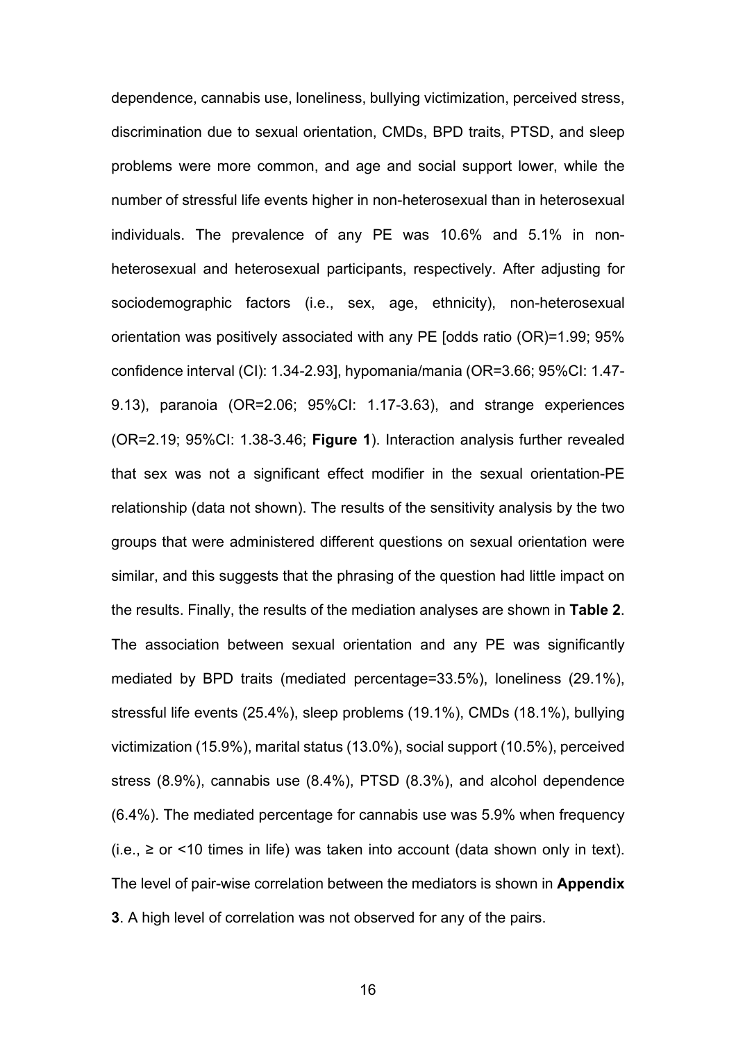dependence, cannabis use, loneliness, bullying victimization, perceived stress, discrimination due to sexual orientation, CMDs, BPD traits, PTSD, and sleep problems were more common, and age and social support lower, while the number of stressful life events higher in non-heterosexual than in heterosexual individuals. The prevalence of any PE was 10.6% and 5.1% in non-heterosexual and heterosexual participants, respectively. After adjusting for sociodemographic factors (i.e., sex, age, ethnicity), non-heterosexual orientation was positively associated with any PE [odds ratio (OR)=1.99; 95% confidence interval (CI): 1.34-2.93], hypomania/mania (OR=3.66; 95%CI: 1.47-9.13), paranoia (OR=2.06; 95%CI: 1.17-3.63), and strange experiences (OR=2.19; 95%CI: 1.38-3.46; **Figure 1**). Interaction analysis further revealed that sex was not a significant effect modifier in the sexual orientation-PE relationship (data not shown). The results of the sensitivity analysis by the two groups that were administered different questions on sexual orientation were similar, and this suggests that the phrasing of the question had little impact on the results. Finally, the results of the mediation analyses are shown in **Table 2**. The association between sexual orientation and any PE was significantly mediated by BPD traits (mediated percentage=33.5%), loneliness (29.1%), stressful life events (25.4%), sleep problems (19.1%), CMDs (18.1%), bullying victimization (15.9%), marital status (13.0%), social support (10.5%), perceived stress (8.9%), cannabis use (8.4%), PTSD (8.3%), and alcohol dependence (6.4%). The mediated percentage for cannabis use was 5.9% when frequency (i.e., ≥ or <10 times in life) was taken into account (data shown only in text). The level of pair-wise correlation between the mediators is shown in **Appendix 3**. A high level of correlation was not observed for any of the pairs.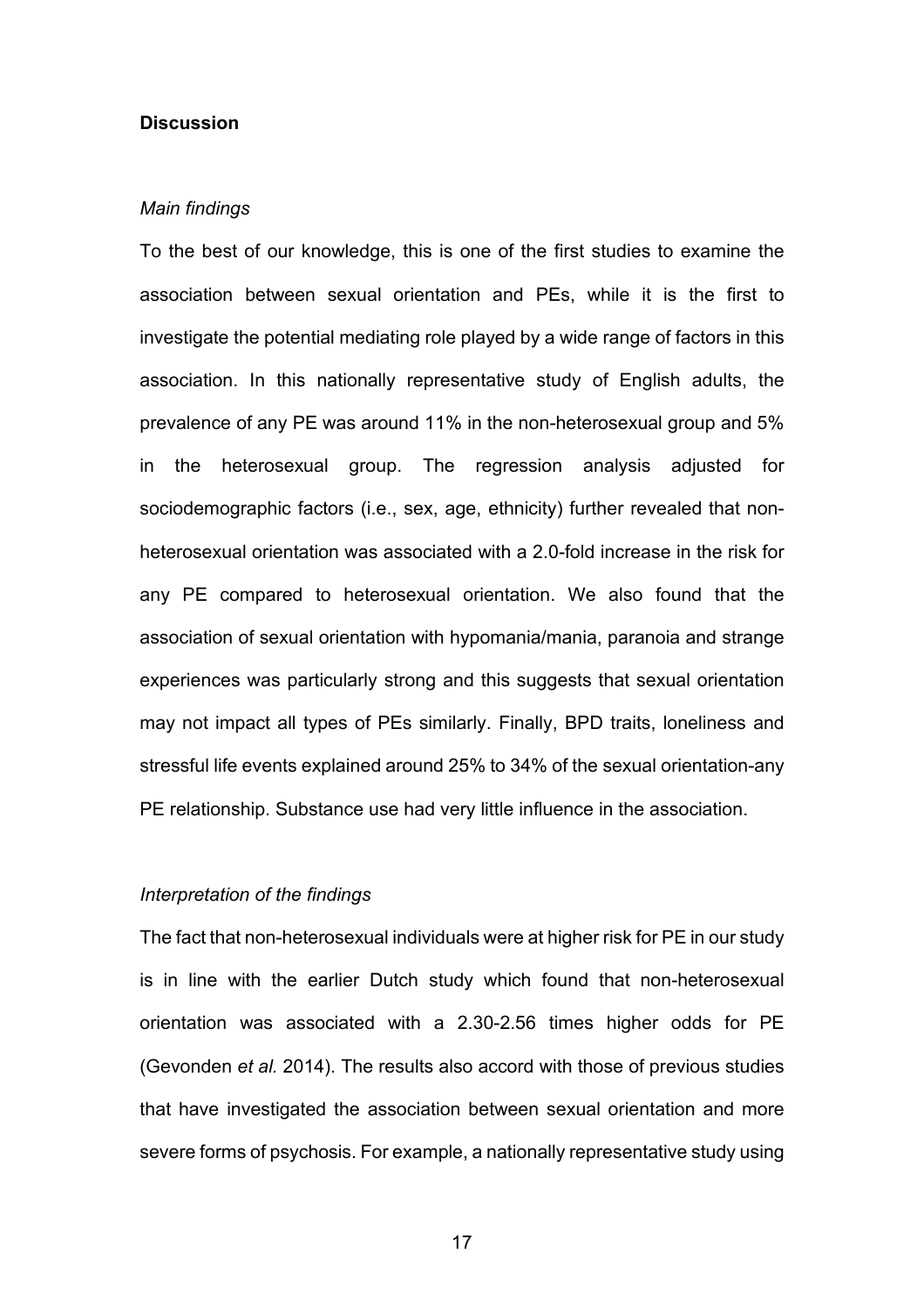## Discussion

### *Main findings*

To the best of our knowledge, this is one of the first studies to examine the association between sexual orientation and PEs, while it is the first to investigate the potential mediating role played by a wide range of factors in this association. In this nationally representative study of English adults, the prevalence of any PE was around 11% in the non-heterosexual group and 5% in the heterosexual group. The regression analysis adjusted for sociodemographic factors (i.e., sex, age, ethnicity) further revealed that non-heterosexual orientation was associated with a 2.0-fold increase in the risk for any PE compared to heterosexual orientation. We also found that the association of sexual orientation with hypomania/mania, paranoia and strange experiences was particularly strong and this suggests that sexual orientation may not impact all types of PEs similarly. Finally, BPD traits, loneliness and stressful life events explained around 25% to 34% of the sexual orientation-any PE relationship. Substance use had very little influence in the association.

### *Interpretation of the findings*

The fact that non-heterosexual individuals were at higher risk for PE in our study is in line with the earlier Dutch study which found that non-heterosexual orientation was associated with a 2.30-2.56 times higher odds for PE (Gevonden *et al.* 2014). The results also accord with those of previous studies that have investigated the association between sexual orientation and more severe forms of psychosis. For example, a nationally representative study using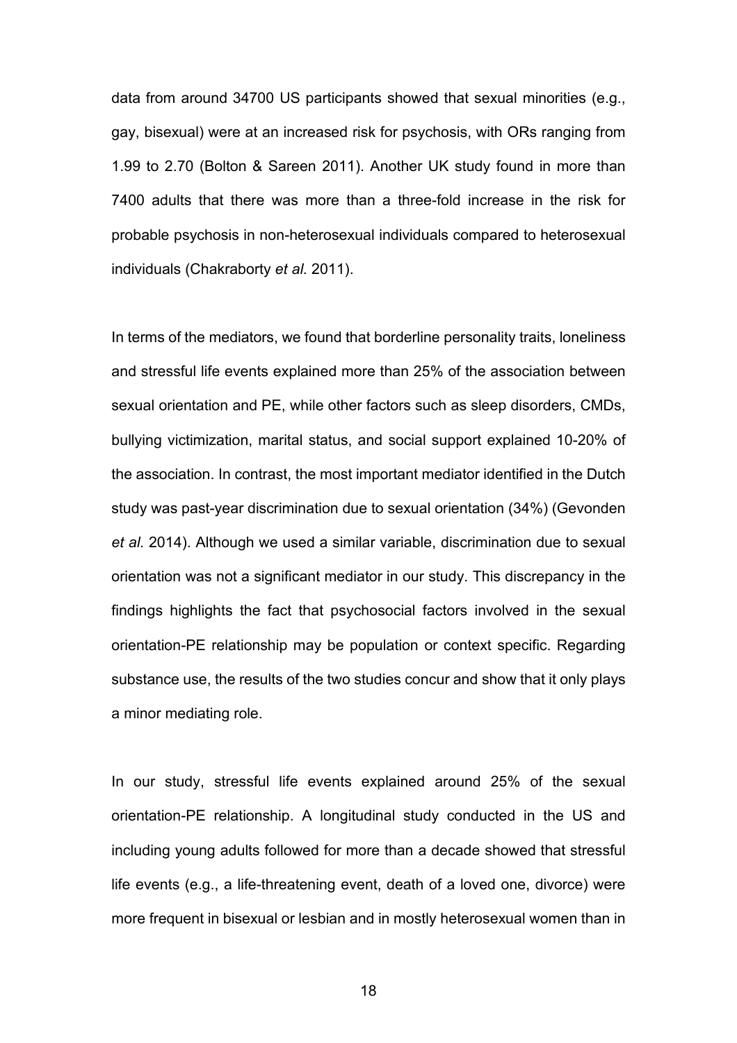data from around 34700 US participants showed that sexual minorities (e.g., gay, bisexual) were at an increased risk for psychosis, with ORs ranging from 1.99 to 2.70 (Bolton & Sareen 2011). Another UK study found in more than 7400 adults that there was more than a three-fold increase in the risk for probable psychosis in non-heterosexual individuals compared to heterosexual individuals (Chakraborty *et al.* 2011).

In terms of the mediators, we found that borderline personality traits, loneliness and stressful life events explained more than 25% of the association between sexual orientation and PE, while other factors such as sleep disorders, CMDs, bullying victimization, marital status, and social support explained 10-20% of the association. In contrast, the most important mediator identified in the Dutch study was past-year discrimination due to sexual orientation (34%) (Gevonden *et al.* 2014). Although we used a similar variable, discrimination due to sexual orientation was not a significant mediator in our study. This discrepancy in the findings highlights the fact that psychosocial factors involved in the sexual orientation-PE relationship may be population or context specific. Regarding substance use, the results of the two studies concur and show that it only plays a minor mediating role.

In our study, stressful life events explained around 25% of the sexual orientation-PE relationship. A longitudinal study conducted in the US and including young adults followed for more than a decade showed that stressful life events (e.g., a life-threatening event, death of a loved one, divorce) were more frequent in bisexual or lesbian and in mostly heterosexual women than in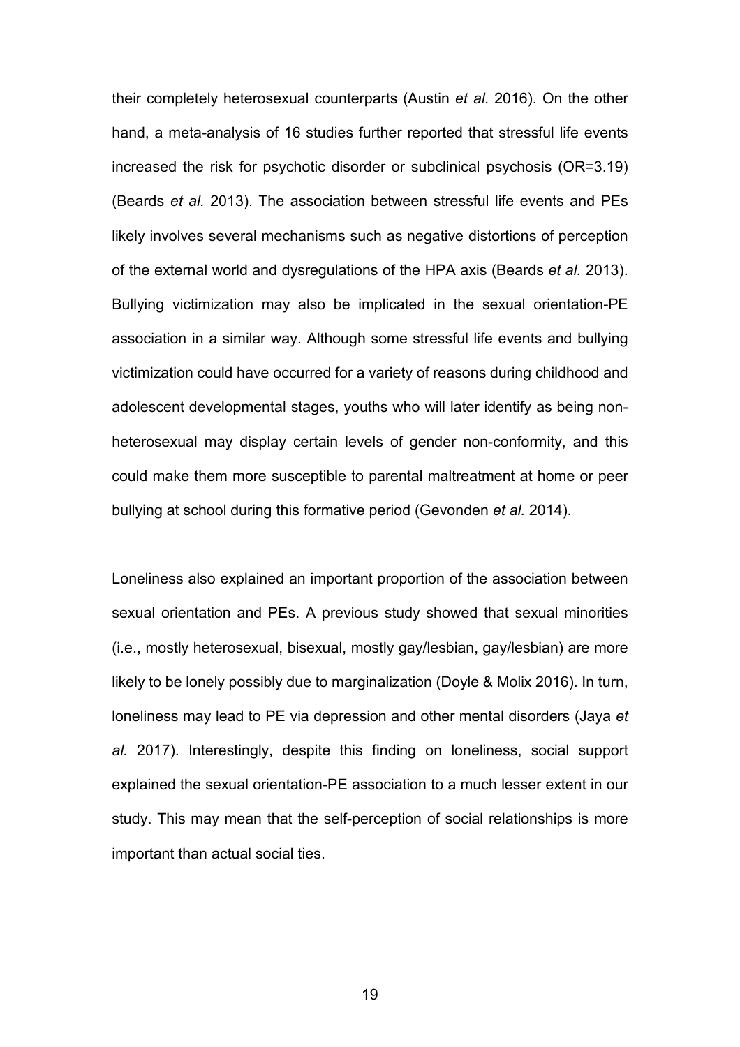their completely heterosexual counterparts (Austin *et al.* 2016). On the other hand, a meta-analysis of 16 studies further reported that stressful life events increased the risk for psychotic disorder or subclinical psychosis (OR=3.19) (Beards *et al.* 2013). The association between stressful life events and PEs likely involves several mechanisms such as negative distortions of perception of the external world and dysregulations of the HPA axis (Beards *et al.* 2013). Bullying victimization may also be implicated in the sexual orientation-PE association in a similar way. Although some stressful life events and bullying victimization could have occurred for a variety of reasons during childhood and adolescent developmental stages, youths who will later identify as being non-heterosexual may display certain levels of gender non-conformity, and this could make them more susceptible to parental maltreatment at home or peer bullying at school during this formative period (Gevonden *et al.* 2014).

Loneliness also explained an important proportion of the association between sexual orientation and PEs. A previous study showed that sexual minorities (i.e., mostly heterosexual, bisexual, mostly gay/lesbian, gay/lesbian) are more likely to be lonely possibly due to marginalization (Doyle & Molix 2016). In turn, loneliness may lead to PE via depression and other mental disorders (Jaya *et al.* 2017). Interestingly, despite this finding on loneliness, social support explained the sexual orientation-PE association to a much lesser extent in our study. This may mean that the self-perception of social relationships is more important than actual social ties.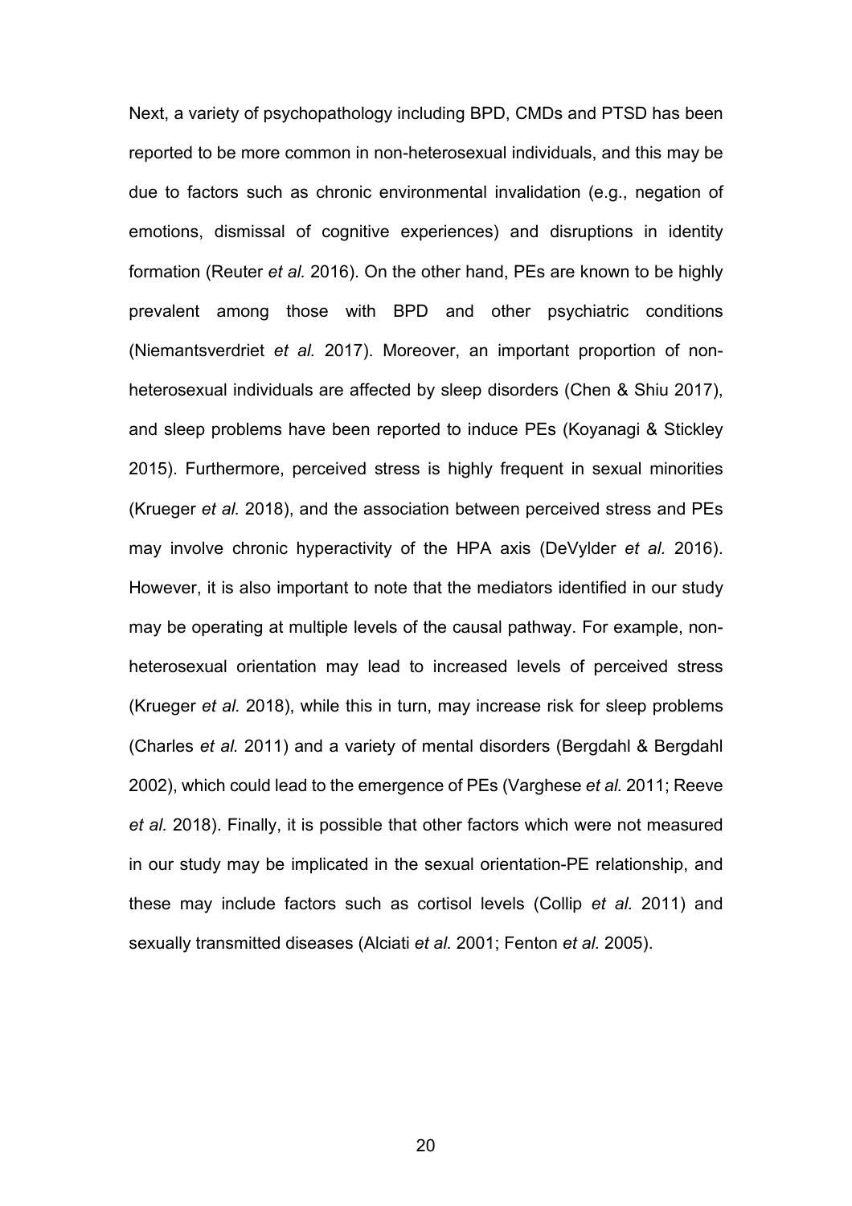Next, a variety of psychopathology including BPD, CMDs and PTSD has been reported to be more common in non-heterosexual individuals, and this may be due to factors such as chronic environmental invalidation (e.g., negation of emotions, dismissal of cognitive experiences) and disruptions in identity formation (Reuter *et al.* 2016). On the other hand, PEs are known to be highly prevalent among those with BPD and other psychiatric conditions (Niemantsverdriet *et al.* 2017). Moreover, an important proportion of non-heterosexual individuals are affected by sleep disorders (Chen & Shiu 2017), and sleep problems have been reported to induce PEs (Koyanagi & Stickley 2015). Furthermore, perceived stress is highly frequent in sexual minorities (Krueger *et al.* 2018), and the association between perceived stress and PEs may involve chronic hyperactivity of the HPA axis (DeVylder *et al.* 2016). However, it is also important to note that the mediators identified in our study may be operating at multiple levels of the causal pathway. For example, non-heterosexual orientation may lead to increased levels of perceived stress (Krueger *et al.* 2018), while this in turn, may increase risk for sleep problems (Charles *et al.* 2011) and a variety of mental disorders (Bergdahl & Bergdahl 2002), which could lead to the emergence of PEs (Varghese *et al.* 2011; Reeve *et al.* 2018). Finally, it is possible that other factors which were not measured in our study may be implicated in the sexual orientation-PE relationship, and these may include factors such as cortisol levels (Collip *et al.* 2011) and sexually transmitted diseases (Alciati *et al*. 2001; Fenton *et al.* 2005).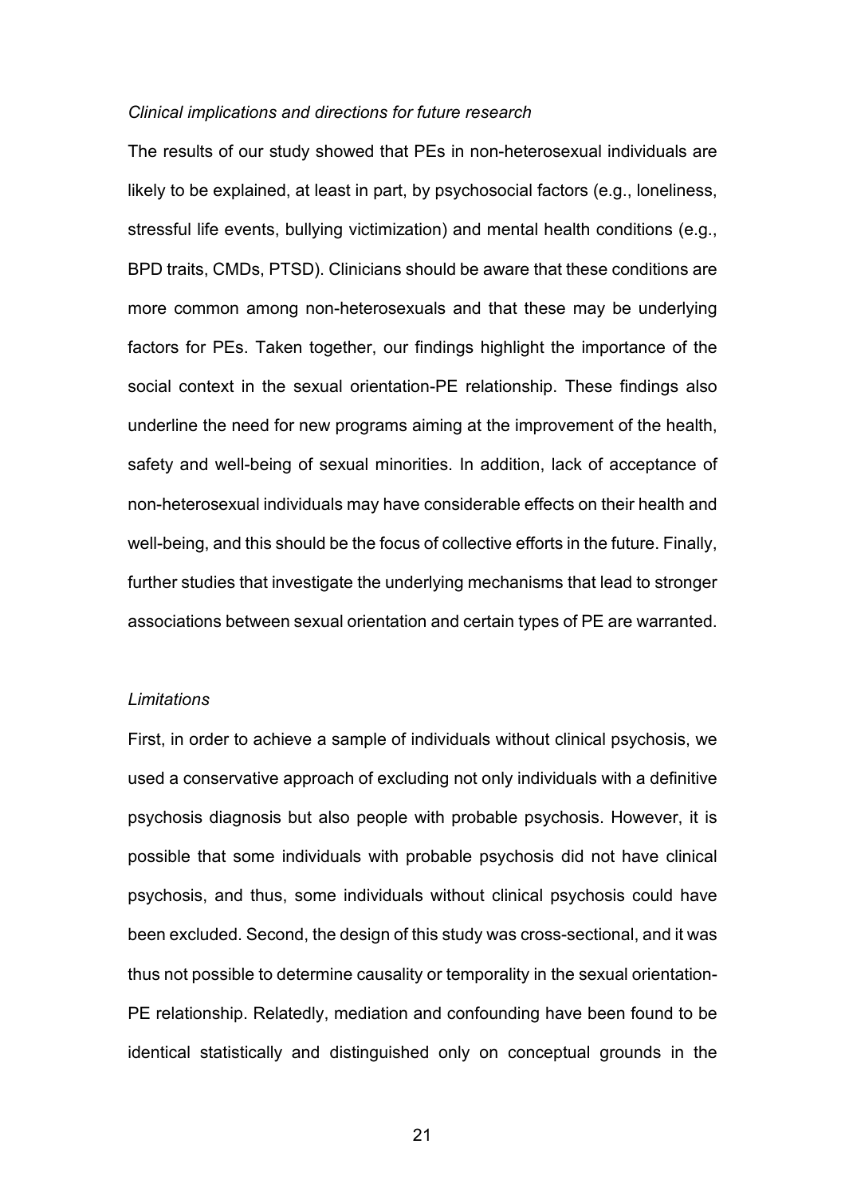*Clinical implications and directions for future research*

The results of our study showed that PEs in non-heterosexual individuals are likely to be explained, at least in part, by psychosocial factors (e.g., loneliness, stressful life events, bullying victimization) and mental health conditions (e.g., BPD traits, CMDs, PTSD). Clinicians should be aware that these conditions are more common among non-heterosexuals and that these may be underlying factors for PEs. Taken together, our findings highlight the importance of the social context in the sexual orientation-PE relationship. These findings also underline the need for new programs aiming at the improvement of the health, safety and well-being of sexual minorities. In addition, lack of acceptance of non-heterosexual individuals may have considerable effects on their health and well-being, and this should be the focus of collective efforts in the future. Finally, further studies that investigate the underlying mechanisms that lead to stronger associations between sexual orientation and certain types of PE are warranted.

*Limitations*

First, in order to achieve a sample of individuals without clinical psychosis, we used a conservative approach of excluding not only individuals with a definitive psychosis diagnosis but also people with probable psychosis. However, it is possible that some individuals with probable psychosis did not have clinical psychosis, and thus, some individuals without clinical psychosis could have been excluded. Second, the design of this study was cross-sectional, and it was thus not possible to determine causality or temporality in the sexual orientation-PE relationship. Relatedly, mediation and confounding have been found to be identical statistically and distinguished only on conceptual grounds in the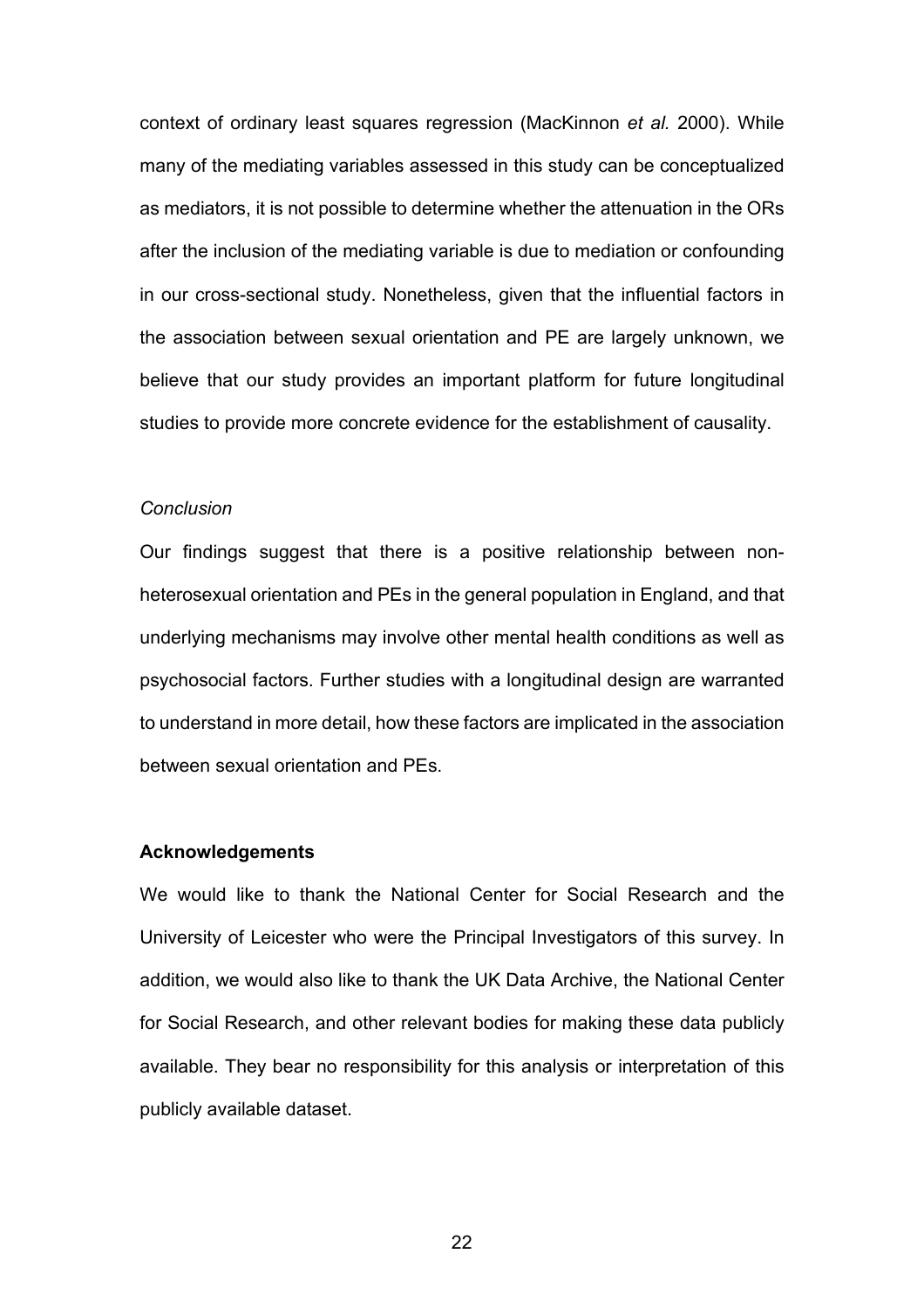context of ordinary least squares regression (MacKinnon *et al.* 2000). While many of the mediating variables assessed in this study can be conceptualized as mediators, it is not possible to determine whether the attenuation in the ORs after the inclusion of the mediating variable is due to mediation or confounding in our cross-sectional study. Nonetheless, given that the influential factors in the association between sexual orientation and PE are largely unknown, we believe that our study provides an important platform for future longitudinal studies to provide more concrete evidence for the establishment of causality.

*Conclusion*

Our findings suggest that there is a positive relationship between non-heterosexual orientation and PEs in the general population in England, and that underlying mechanisms may involve other mental health conditions as well as psychosocial factors. Further studies with a longitudinal design are warranted to understand in more detail, how these factors are implicated in the association between sexual orientation and PEs.

**Acknowledgements**

We would like to thank the National Center for Social Research and the University of Leicester who were the Principal Investigators of this survey. In addition, we would also like to thank the UK Data Archive, the National Center for Social Research, and other relevant bodies for making these data publicly available. They bear no responsibility for this analysis or interpretation of this publicly available dataset.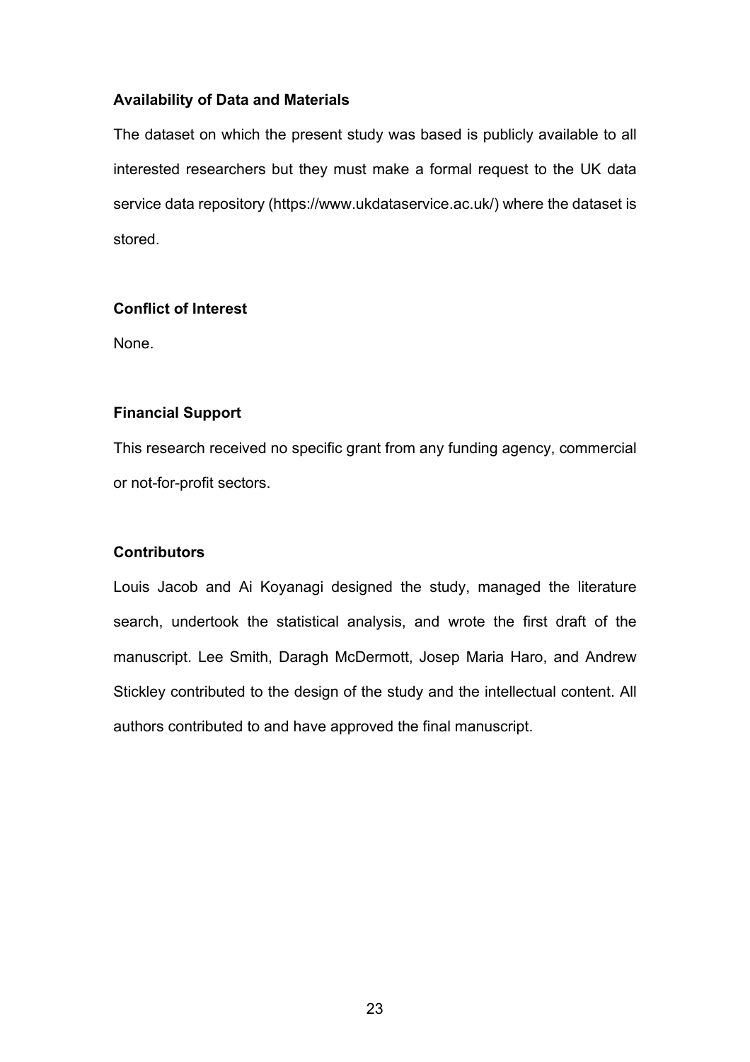## Availability of Data and Materials

The dataset on which the present study was based is publicly available to all interested researchers but they must make a formal request to the UK data service data repository (https://www.ukdataservice.ac.uk/) where the dataset is stored.

## Conflict of Interest

None.

## Financial Support

This research received no specific grant from any funding agency, commercial or not-for-profit sectors.

## Contributors

Louis Jacob and Ai Koyanagi designed the study, managed the literature search, undertook the statistical analysis, and wrote the first draft of the manuscript. Lee Smith, Daragh McDermott, Josep Maria Haro, and Andrew Stickley contributed to the design of the study and the intellectual content. All authors contributed to and have approved the final manuscript.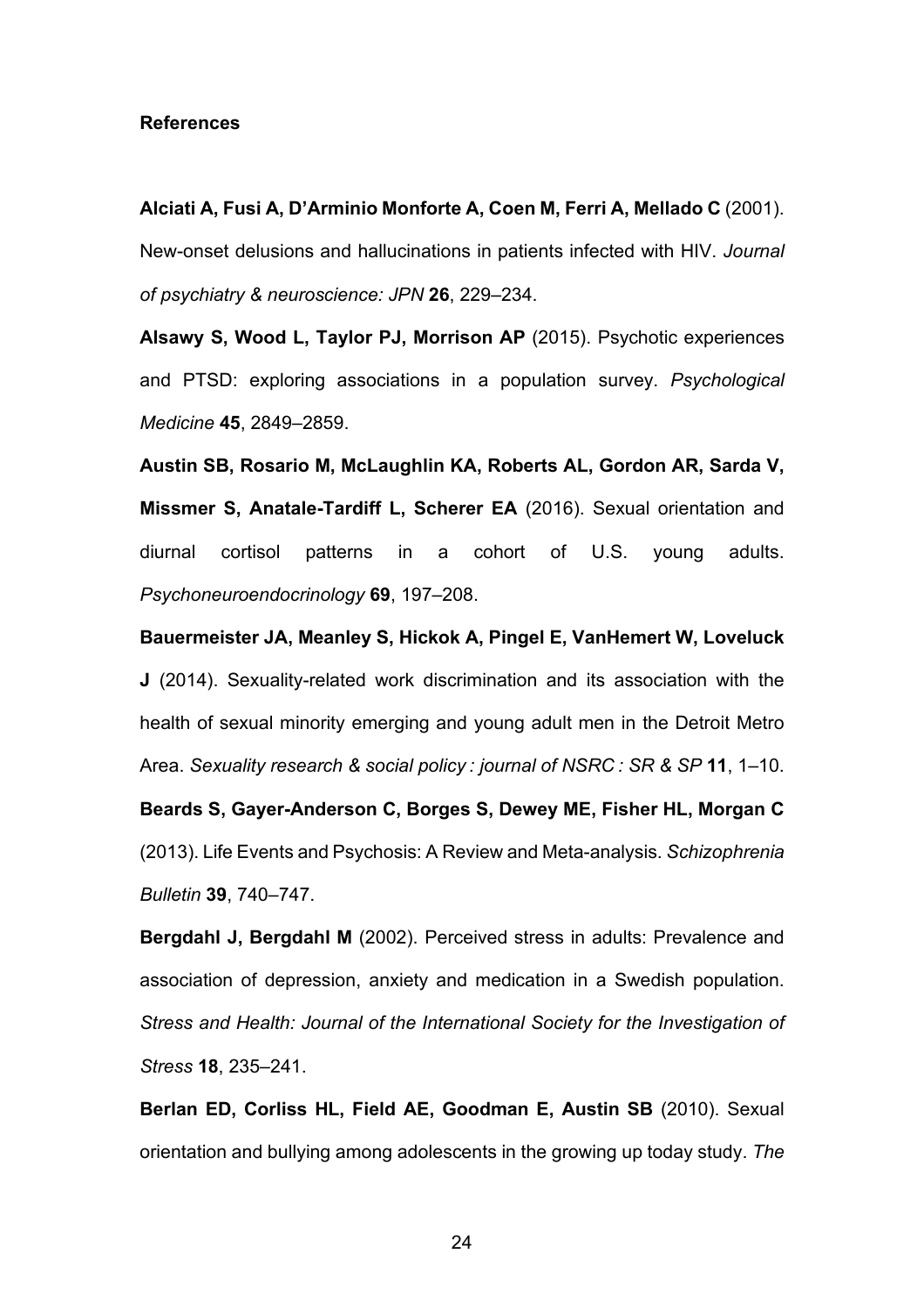**References**

**Alciati A, Fusi A, D'Arminio Monforte A, Coen M, Ferri A, Mellado C** (2001). New-onset delusions and hallucinations in patients infected with HIV. *Journal of psychiatry & neuroscience: JPN* **26**, 229–234.

**Alsawy S, Wood L, Taylor PJ, Morrison AP** (2015). Psychotic experiences and PTSD: exploring associations in a population survey. *Psychological Medicine* **45**, 2849–2859.

**Austin SB, Rosario M, McLaughlin KA, Roberts AL, Gordon AR, Sarda V, Missmer S, Anatale-Tardiff L, Scherer EA** (2016). Sexual orientation and diurnal cortisol patterns in a cohort of U.S. young adults. *Psychoneuroendocrinology* **69**, 197–208.

**Bauermeister JA, Meanley S, Hickok A, Pingel E, VanHemert W, Loveluck J** (2014). Sexuality-related work discrimination and its association with the health of sexual minority emerging and young adult men in the Detroit Metro Area. *Sexuality research & social policy : journal of NSRC : SR & SP* **11**, 1–10.

**Beards S, Gayer-Anderson C, Borges S, Dewey ME, Fisher HL, Morgan C** (2013). Life Events and Psychosis: A Review and Meta-analysis. *Schizophrenia Bulletin* **39**, 740–747.

**Bergdahl J, Bergdahl M** (2002). Perceived stress in adults: Prevalence and association of depression, anxiety and medication in a Swedish population. *Stress and Health: Journal of the International Society for the Investigation of Stress* **18**, 235–241.

**Berlan ED, Corliss HL, Field AE, Goodman E, Austin SB** (2010). Sexual orientation and bullying among adolescents in the growing up today study. *The*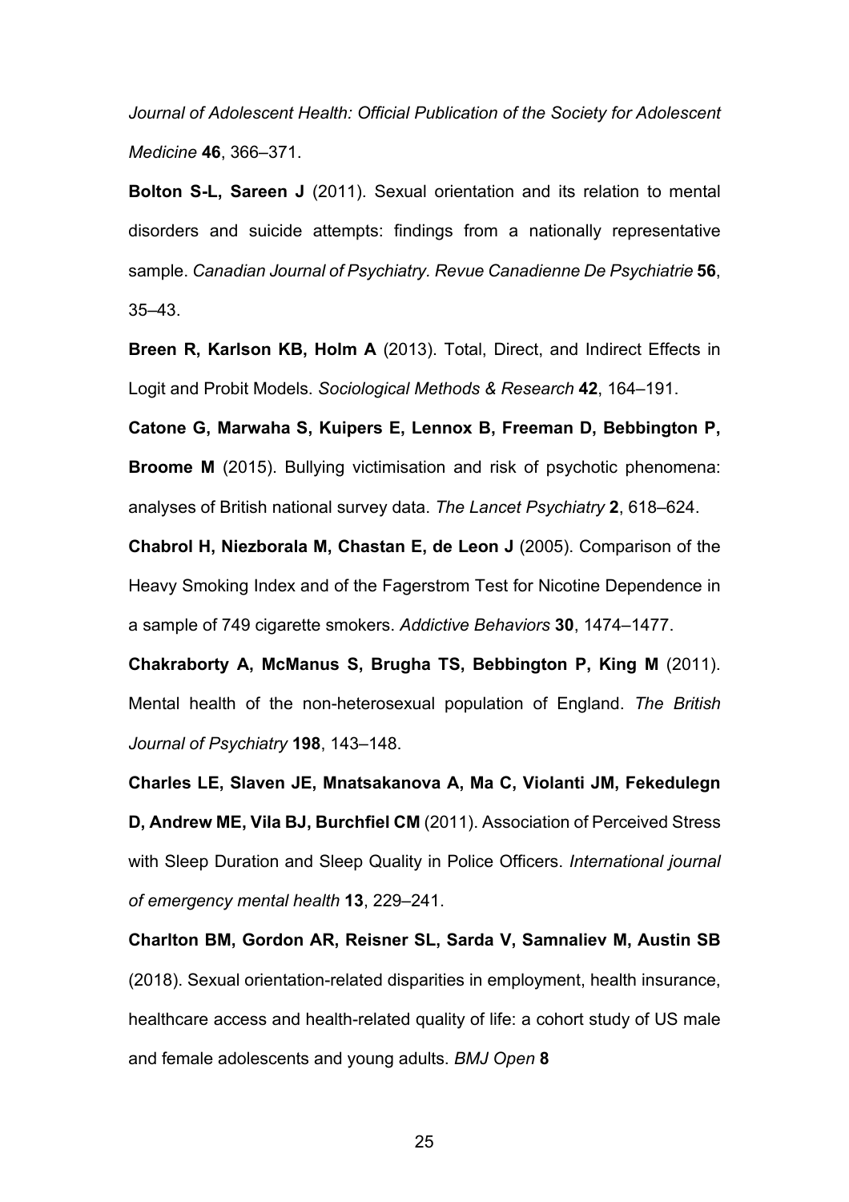*Journal of Adolescent Health: Official Publication of the Society for Adolescent Medicine* **46**, 366–371.

**Bolton S-L, Sareen J** (2011). Sexual orientation and its relation to mental disorders and suicide attempts: findings from a nationally representative sample. *Canadian Journal of Psychiatry. Revue Canadienne De Psychiatrie* **56**, 35–43.

**Breen R, Karlson KB, Holm A** (2013). Total, Direct, and Indirect Effects in Logit and Probit Models. *Sociological Methods & Research* **42**, 164–191.

**Catone G, Marwaha S, Kuipers E, Lennox B, Freeman D, Bebbington P, Broome M** (2015). Bullying victimisation and risk of psychotic phenomena: analyses of British national survey data. *The Lancet Psychiatry* **2**, 618–624.

**Chabrol H, Niezborala M, Chastan E, de Leon J** (2005). Comparison of the Heavy Smoking Index and of the Fagerstrom Test for Nicotine Dependence in a sample of 749 cigarette smokers. *Addictive Behaviors* **30**, 1474–1477.

**Chakraborty A, McManus S, Brugha TS, Bebbington P, King M** (2011). Mental health of the non-heterosexual population of England. *The British Journal of Psychiatry* **198**, 143–148.

**Charles LE, Slaven JE, Mnatsakanova A, Ma C, Violanti JM, Fekedulegn D, Andrew ME, Vila BJ, Burchfiel CM** (2011). Association of Perceived Stress with Sleep Duration and Sleep Quality in Police Officers. *International journal of emergency mental health* **13**, 229–241.

**Charlton BM, Gordon AR, Reisner SL, Sarda V, Samnaliev M, Austin SB** (2018). Sexual orientation-related disparities in employment, health insurance, healthcare access and health-related quality of life: a cohort study of US male and female adolescents and young adults. *BMJ Open* **8**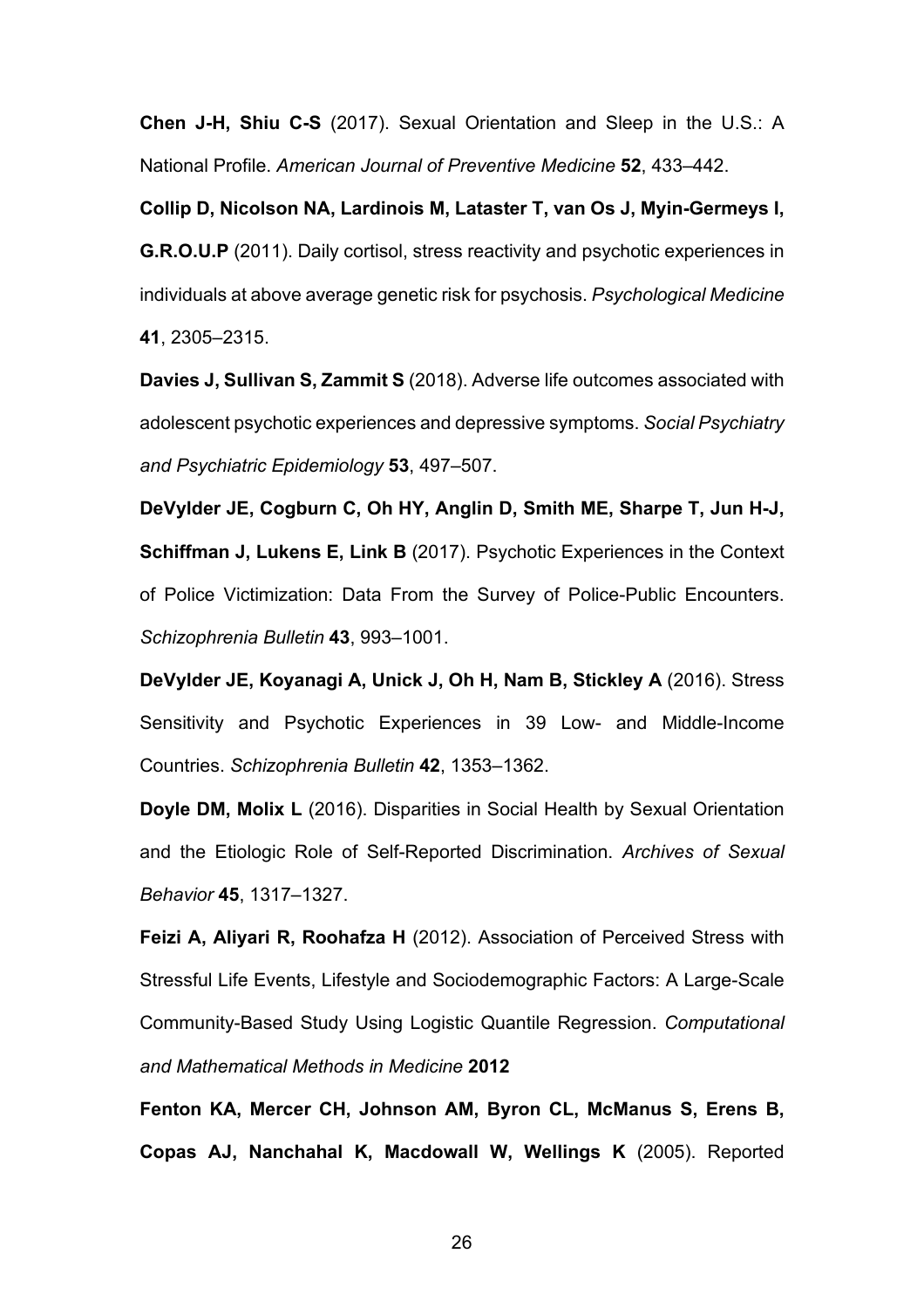**Chen J-H, Shiu C-S** (2017). Sexual Orientation and Sleep in the U.S.: A National Profile. *American Journal of Preventive Medicine* **52**, 433–442.

**Collip D, Nicolson NA, Lardinois M, Lataster T, van Os J, Myin-Germeys I, G.R.O.U.P** (2011). Daily cortisol, stress reactivity and psychotic experiences in individuals at above average genetic risk for psychosis. *Psychological Medicine* **41**, 2305–2315.

**Davies J, Sullivan S, Zammit S** (2018). Adverse life outcomes associated with adolescent psychotic experiences and depressive symptoms. *Social Psychiatry and Psychiatric Epidemiology* **53**, 497–507.

**DeVylder JE, Cogburn C, Oh HY, Anglin D, Smith ME, Sharpe T, Jun H-J, Schiffman J, Lukens E, Link B** (2017). Psychotic Experiences in the Context of Police Victimization: Data From the Survey of Police-Public Encounters. *Schizophrenia Bulletin* **43**, 993–1001.

**DeVylder JE, Koyanagi A, Unick J, Oh H, Nam B, Stickley A** (2016). Stress Sensitivity and Psychotic Experiences in 39 Low- and Middle-Income Countries. *Schizophrenia Bulletin* **42**, 1353–1362.

**Doyle DM, Molix L** (2016). Disparities in Social Health by Sexual Orientation and the Etiologic Role of Self-Reported Discrimination. *Archives of Sexual Behavior* **45**, 1317–1327.

**Feizi A, Aliyari R, Roohafza H** (2012). Association of Perceived Stress with Stressful Life Events, Lifestyle and Sociodemographic Factors: A Large-Scale Community-Based Study Using Logistic Quantile Regression. *Computational and Mathematical Methods in Medicine* **2012**

**Fenton KA, Mercer CH, Johnson AM, Byron CL, McManus S, Erens B, Copas AJ, Nanchahal K, Macdowall W, Wellings K** (2005). Reported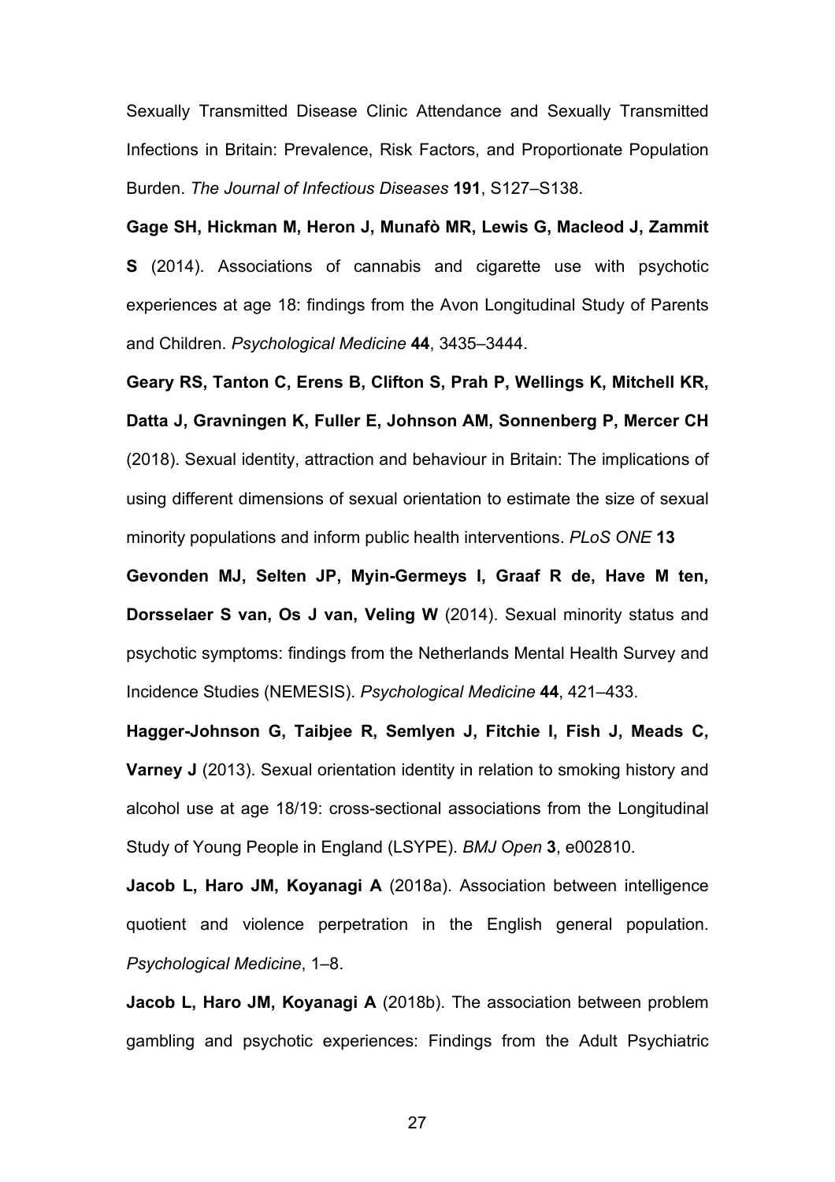Sexually Transmitted Disease Clinic Attendance and Sexually Transmitted Infections in Britain: Prevalence, Risk Factors, and Proportionate Population Burden. *The Journal of Infectious Diseases* **191**, S127–S138.

**Gage SH, Hickman M, Heron J, Munafò MR, Lewis G, Macleod J, Zammit S** (2014). Associations of cannabis and cigarette use with psychotic experiences at age 18: findings from the Avon Longitudinal Study of Parents and Children. *Psychological Medicine* **44**, 3435–3444.

**Geary RS, Tanton C, Erens B, Clifton S, Prah P, Wellings K, Mitchell KR, Datta J, Gravningen K, Fuller E, Johnson AM, Sonnenberg P, Mercer CH** (2018). Sexual identity, attraction and behaviour in Britain: The implications of using different dimensions of sexual orientation to estimate the size of sexual minority populations and inform public health interventions. *PLoS ONE* **13**

**Gevonden MJ, Selten JP, Myin-Germeys I, Graaf R de, Have M ten, Dorsselaer S van, Os J van, Veling W** (2014). Sexual minority status and psychotic symptoms: findings from the Netherlands Mental Health Survey and Incidence Studies (NEMESIS). *Psychological Medicine* **44**, 421–433.

**Hagger-Johnson G, Taibjee R, Semlyen J, Fitchie I, Fish J, Meads C, Varney J** (2013). Sexual orientation identity in relation to smoking history and alcohol use at age 18/19: cross-sectional associations from the Longitudinal Study of Young People in England (LSYPE). *BMJ Open* **3**, e002810.

**Jacob L, Haro JM, Koyanagi A** (2018a). Association between intelligence quotient and violence perpetration in the English general population. *Psychological Medicine*, 1–8.

**Jacob L, Haro JM, Koyanagi A** (2018b). The association between problem gambling and psychotic experiences: Findings from the Adult Psychiatric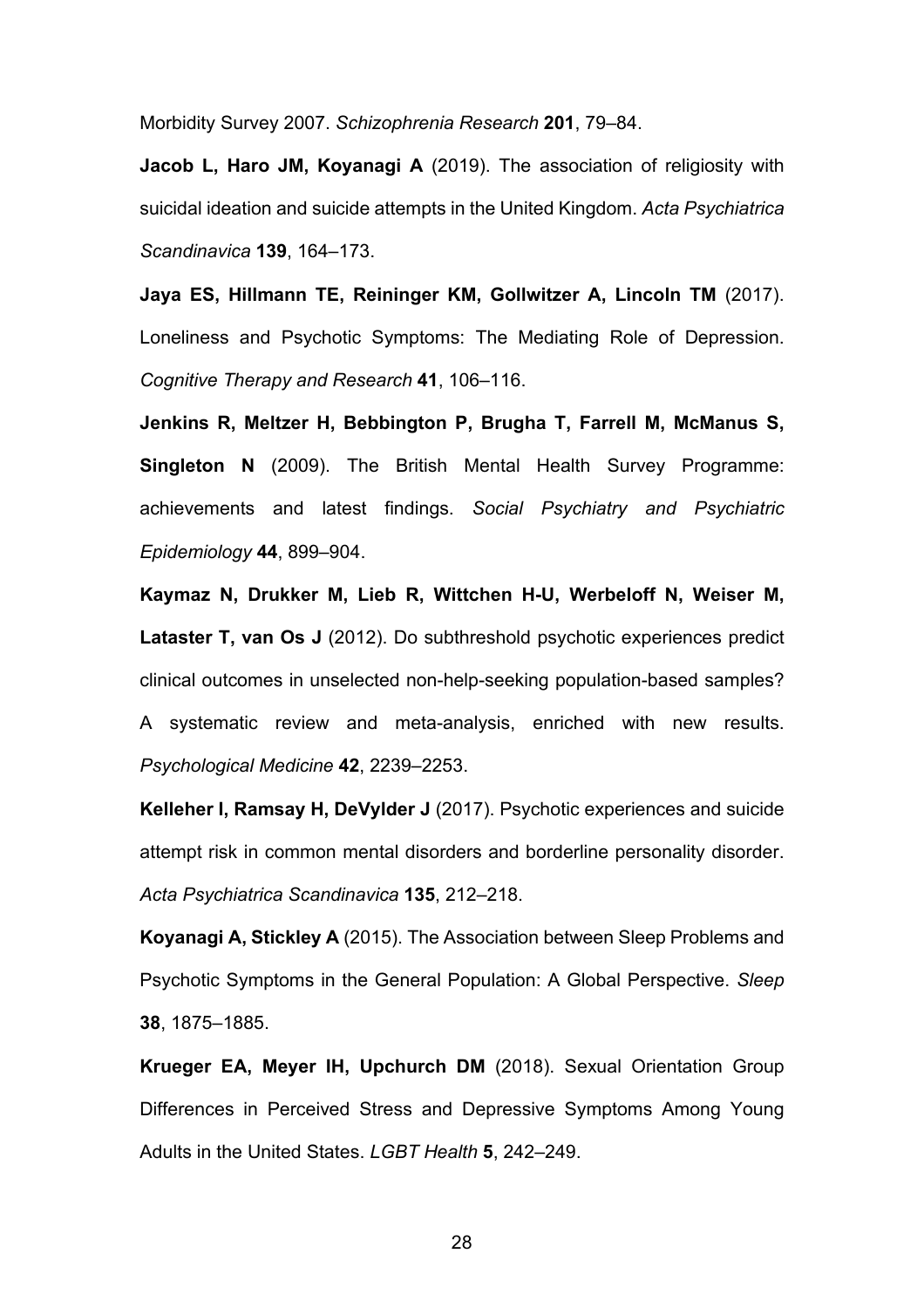Morbidity Survey 2007. *Schizophrenia Research* **201**, 79–84.

**Jacob L, Haro JM, Koyanagi A** (2019). The association of religiosity with suicidal ideation and suicide attempts in the United Kingdom. *Acta Psychiatrica Scandinavica* **139**, 164–173.

**Jaya ES, Hillmann TE, Reininger KM, Gollwitzer A, Lincoln TM** (2017). Loneliness and Psychotic Symptoms: The Mediating Role of Depression. *Cognitive Therapy and Research* **41**, 106–116.

**Jenkins R, Meltzer H, Bebbington P, Brugha T, Farrell M, McManus S, Singleton N** (2009). The British Mental Health Survey Programme: achievements and latest findings. *Social Psychiatry and Psychiatric Epidemiology* **44**, 899–904.

**Kaymaz N, Drukker M, Lieb R, Wittchen H-U, Werbeloff N, Weiser M, Lataster T, van Os J** (2012). Do subthreshold psychotic experiences predict clinical outcomes in unselected non-help-seeking population-based samples? A systematic review and meta-analysis, enriched with new results. *Psychological Medicine* **42**, 2239–2253.

**Kelleher I, Ramsay H, DeVylder J** (2017). Psychotic experiences and suicide attempt risk in common mental disorders and borderline personality disorder. *Acta Psychiatrica Scandinavica* **135**, 212–218.

**Koyanagi A, Stickley A** (2015). The Association between Sleep Problems and Psychotic Symptoms in the General Population: A Global Perspective. *Sleep* **38**, 1875–1885.

**Krueger EA, Meyer IH, Upchurch DM** (2018). Sexual Orientation Group Differences in Perceived Stress and Depressive Symptoms Among Young Adults in the United States. *LGBT Health* **5**, 242–249.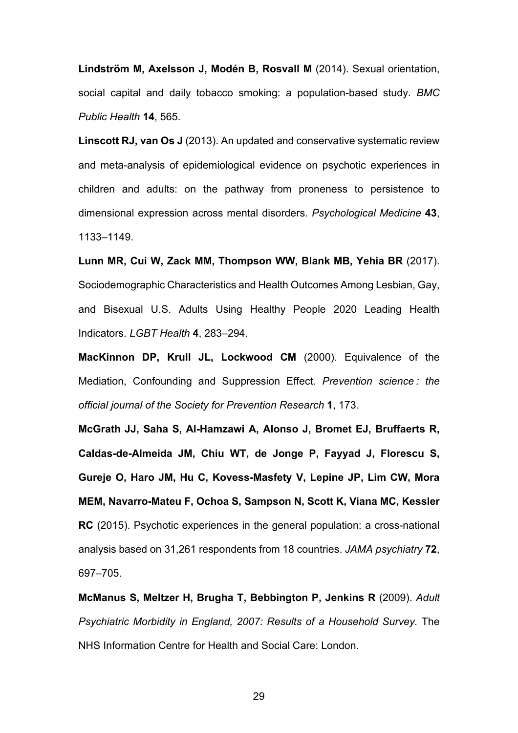**Lindström M, Axelsson J, Modén B, Rosvall M** (2014). Sexual orientation, social capital and daily tobacco smoking: a population-based study. *BMC Public Health* **14**, 565.

**Linscott RJ, van Os J** (2013). An updated and conservative systematic review and meta-analysis of epidemiological evidence on psychotic experiences in children and adults: on the pathway from proneness to persistence to dimensional expression across mental disorders. *Psychological Medicine* **43**, 1133–1149.

**Lunn MR, Cui W, Zack MM, Thompson WW, Blank MB, Yehia BR** (2017). Sociodemographic Characteristics and Health Outcomes Among Lesbian, Gay, and Bisexual U.S. Adults Using Healthy People 2020 Leading Health Indicators. *LGBT Health* **4**, 283–294.

**MacKinnon DP, Krull JL, Lockwood CM** (2000). Equivalence of the Mediation, Confounding and Suppression Effect. *Prevention science : the official journal of the Society for Prevention Research* **1**, 173.

**McGrath JJ, Saha S, Al-Hamzawi A, Alonso J, Bromet EJ, Bruffaerts R, Caldas-de-Almeida JM, Chiu WT, de Jonge P, Fayyad J, Florescu S, Gureje O, Haro JM, Hu C, Kovess-Masfety V, Lepine JP, Lim CW, Mora MEM, Navarro-Mateu F, Ochoa S, Sampson N, Scott K, Viana MC, Kessler RC** (2015). Psychotic experiences in the general population: a cross-national analysis based on 31,261 respondents from 18 countries. *JAMA psychiatry* **72**, 697–705.

**McManus S, Meltzer H, Brugha T, Bebbington P, Jenkins R** (2009). *Adult Psychiatric Morbidity in England, 2007: Results of a Household Survey.* The NHS Information Centre for Health and Social Care: London.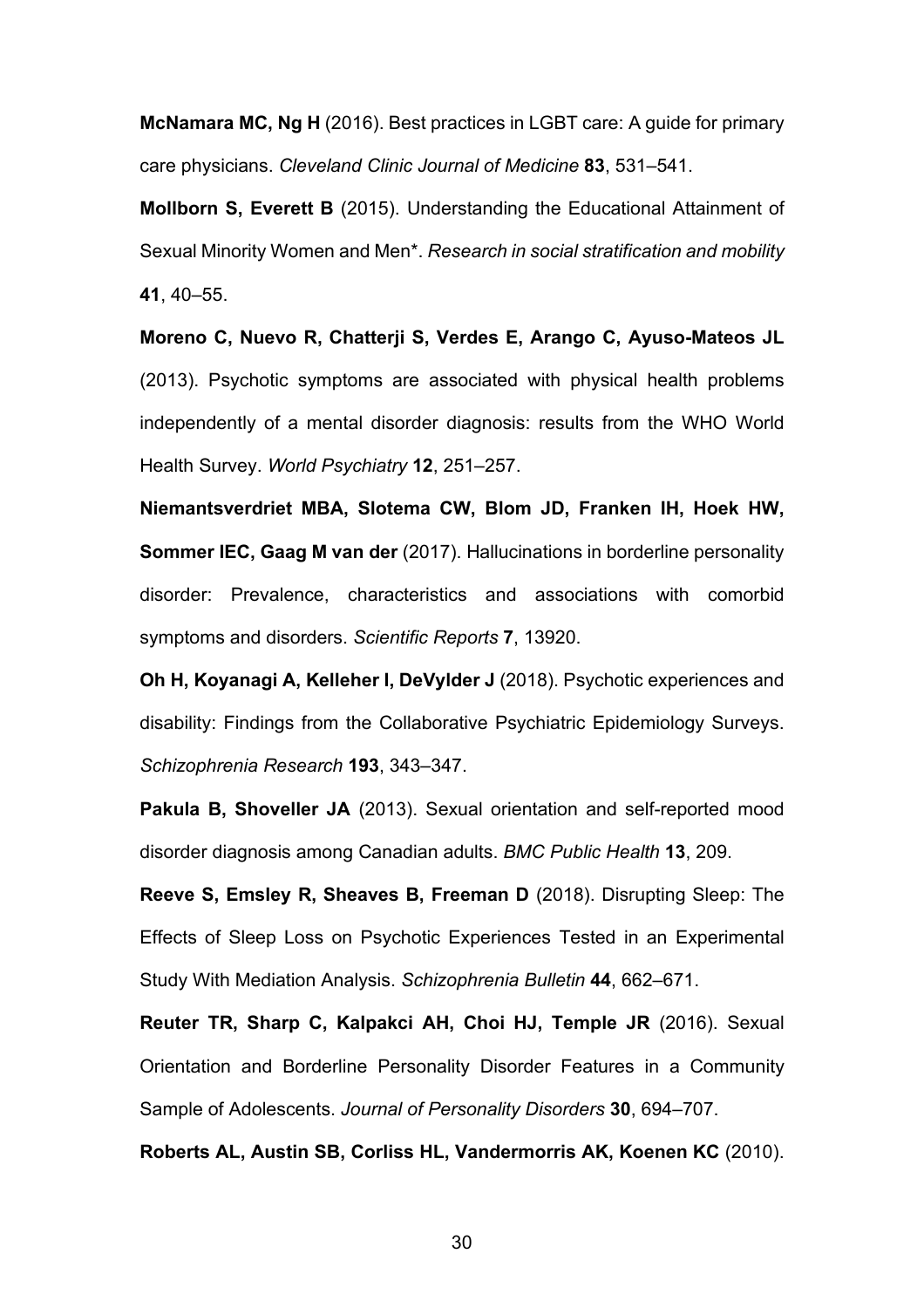**McNamara MC, Ng H** (2016). Best practices in LGBT care: A guide for primary care physicians. *Cleveland Clinic Journal of Medicine* **83**, 531–541.

**Mollborn S, Everett B** (2015). Understanding the Educational Attainment of Sexual Minority Women and Men*. *Research in social stratification and mobility* **41**, 40–55.

**Moreno C, Nuevo R, Chatterji S, Verdes E, Arango C, Ayuso-Mateos JL** (2013). Psychotic symptoms are associated with physical health problems independently of a mental disorder diagnosis: results from the WHO World Health Survey. *World Psychiatry* **12**, 251–257.

**Niemantsverdriet MBA, Slotema CW, Blom JD, Franken IH, Hoek HW, Sommer IEC, Gaag M van der** (2017). Hallucinations in borderline personality disorder: Prevalence, characteristics and associations with comorbid symptoms and disorders. *Scientific Reports* **7**, 13920.

**Oh H, Koyanagi A, Kelleher I, DeVylder J** (2018). Psychotic experiences and disability: Findings from the Collaborative Psychiatric Epidemiology Surveys. *Schizophrenia Research* **193**, 343–347.

**Pakula B, Shoveller JA** (2013). Sexual orientation and self-reported mood disorder diagnosis among Canadian adults. *BMC Public Health* **13**, 209.

**Reeve S, Emsley R, Sheaves B, Freeman D** (2018). Disrupting Sleep: The Effects of Sleep Loss on Psychotic Experiences Tested in an Experimental Study With Mediation Analysis. *Schizophrenia Bulletin* **44**, 662–671.

**Reuter TR, Sharp C, Kalpakci AH, Choi HJ, Temple JR** (2016). Sexual Orientation and Borderline Personality Disorder Features in a Community Sample of Adolescents. *Journal of Personality Disorders* **30**, 694–707.

**Roberts AL, Austin SB, Corliss HL, Vandermorris AK, Koenen KC** (2010).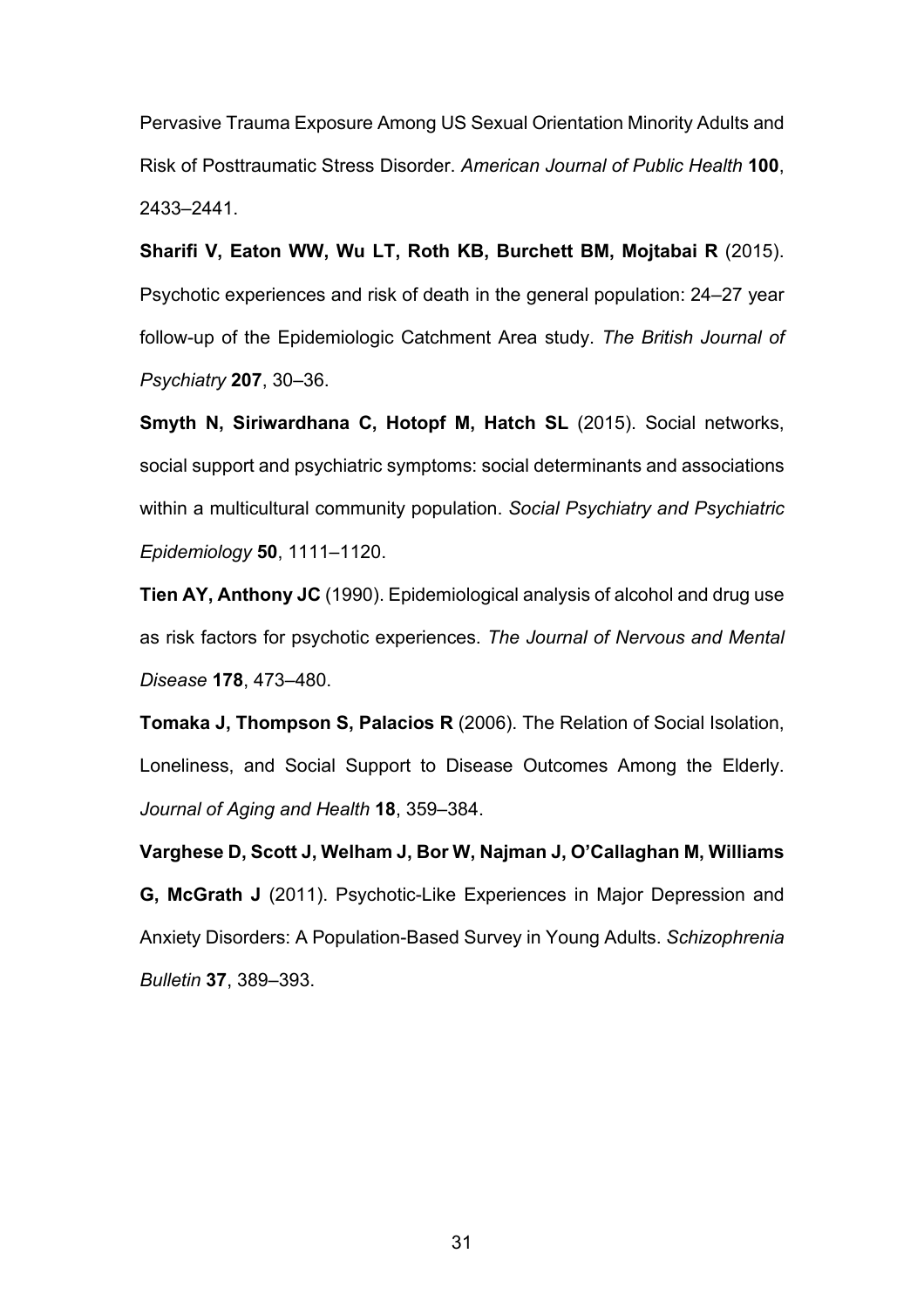Pervasive Trauma Exposure Among US Sexual Orientation Minority Adults and Risk of Posttraumatic Stress Disorder. *American Journal of Public Health* **100**, 2433–2441.

**Sharifi V, Eaton WW, Wu LT, Roth KB, Burchett BM, Mojtabai R** (2015). Psychotic experiences and risk of death in the general population: 24–27 year follow-up of the Epidemiologic Catchment Area study. *The British Journal of Psychiatry* **207**, 30–36.

**Smyth N, Siriwardhana C, Hotopf M, Hatch SL** (2015). Social networks, social support and psychiatric symptoms: social determinants and associations within a multicultural community population. *Social Psychiatry and Psychiatric Epidemiology* **50**, 1111–1120.

**Tien AY, Anthony JC** (1990). Epidemiological analysis of alcohol and drug use as risk factors for psychotic experiences. *The Journal of Nervous and Mental Disease* **178**, 473–480.

**Tomaka J, Thompson S, Palacios R** (2006). The Relation of Social Isolation, Loneliness, and Social Support to Disease Outcomes Among the Elderly. *Journal of Aging and Health* **18**, 359–384.

**Varghese D, Scott J, Welham J, Bor W, Najman J, O'Callaghan M, Williams G, McGrath J** (2011). Psychotic-Like Experiences in Major Depression and Anxiety Disorders: A Population-Based Survey in Young Adults. *Schizophrenia Bulletin* **37**, 389–393.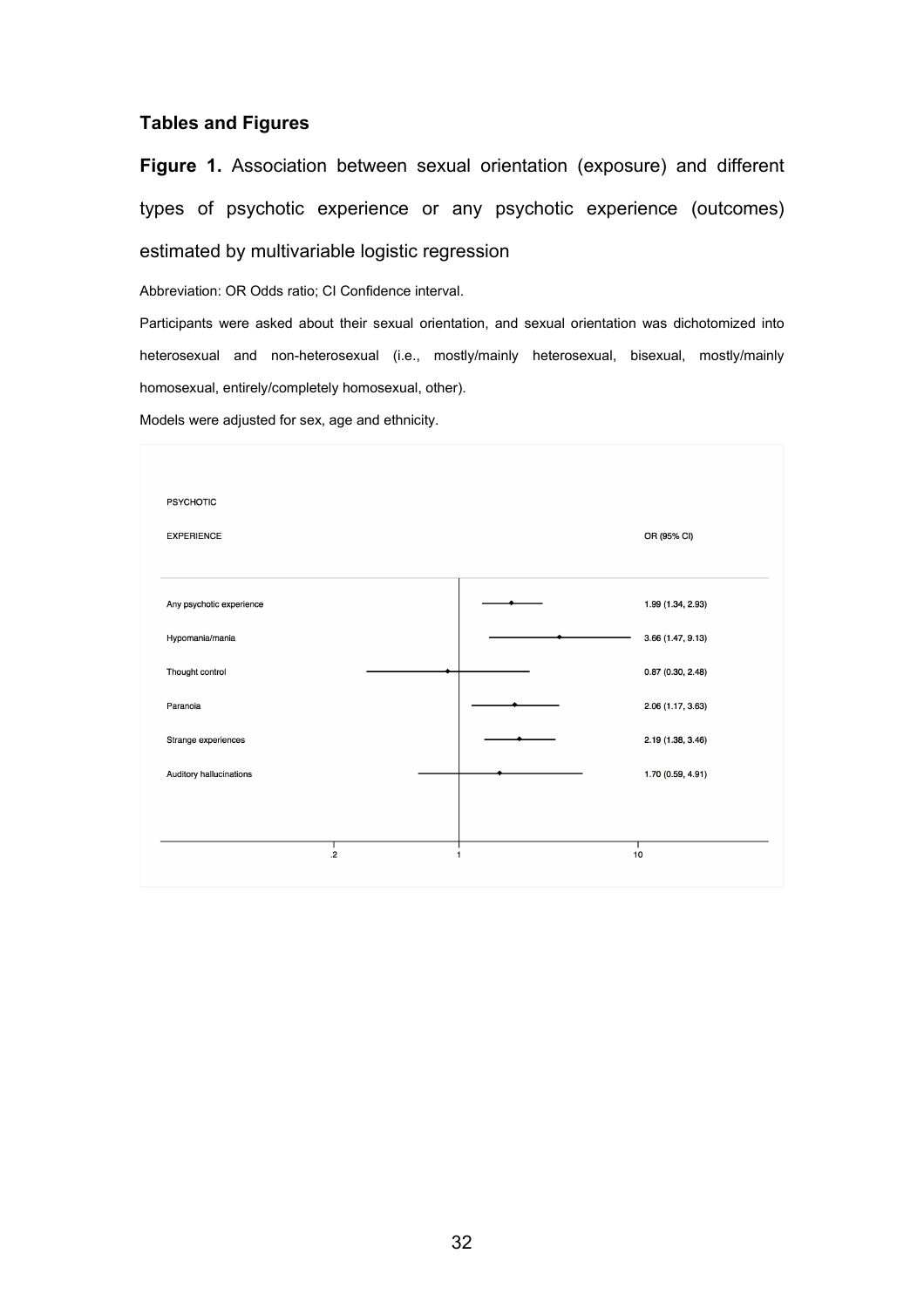### Tables and Figures

**Figure 1.** Association between sexual orientation (exposure) and different types of psychotic experience or any psychotic experience (outcomes) estimated by multivariable logistic regression

Abbreviation: OR Odds ratio; CI Confidence interval.

Participants were asked about their sexual orientation, and sexual orientation was dichotomized into heterosexual and non-heterosexual (i.e., mostly/mainly heterosexual, bisexual, mostly/mainly homosexual, entirely/completely homosexual, other).

Models were adjusted for sex, age and ethnicity.

| PSYCHOTIC EXPERIENCE | OR (95% CI) |
| --- | --- |
| Any psychotic experience | 1.99 (1.34, 2.93) |
| Hypomania/mania | 3.66 (1.47, 9.13) |
| Thought control | 0.87 (0.30, 2.48) |
| Paranoia | 2.06 (1.17, 3.63) |
| Strange experiences | 2.19 (1.38, 3.46) |
| Auditory hallucinations | 1.70 (0.59, 4.91) |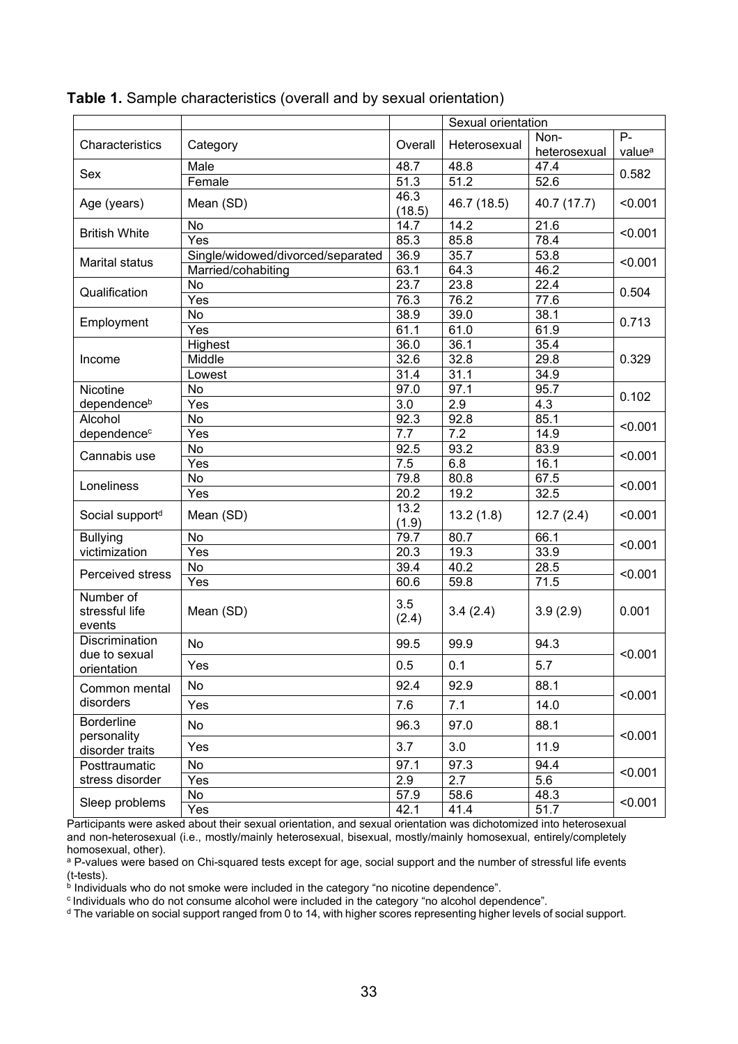**Table 1.** Sample characteristics (overall and by sexual orientation)

| Characteristics | Category | Overall | Sexual orientation | | |
|---|---|---|---|---|---|
| | | | Heterosexual | Non-heterosexual | P-value[a] |
| Sex | Male | 48.7 | 48.8 | 47.4 | 0.582 |
| | Female | 51.3 | 51.2 | 52.6 | |
| Age (years) | Mean (SD) | 46.3 (18.5) | 46.7 (18.5) | 40.7 (17.7) | <0.001 |
| British White | No | 14.7 | 14.2 | 21.6 | <0.001 |
| | Yes | 85.3 | 85.8 | 78.4 | |
| Marital status | Single/widowed/divorced/separated | 36.9 | 35.7 | 53.8 | <0.001 |
| | Married/cohabiting | 63.1 | 64.3 | 46.2 | |
| Qualification | No | 23.7 | 23.8 | 22.4 | 0.504 |
| | Yes | 76.3 | 76.2 | 77.6 | |
| Employment | No | 38.9 | 39.0 | 38.1 | 0.713 |
| | Yes | 61.1 | 61.0 | 61.9 | |
| Income | Highest | 36.0 | 36.1 | 35.4 | 0.329 |
| | Middle | 32.6 | 32.8 | 29.8 | |
| | Lowest | 31.4 | 31.1 | 34.9 | |
| Nicotine dependence[b] | No | 97.0 | 97.1 | 95.7 | 0.102 |
| | Yes | 3.0 | 2.9 | 4.3 | |
| Alcohol dependence[c] | No | 92.3 | 92.8 | 85.1 | <0.001 |
| | Yes | 7.7 | 7.2 | 14.9 | |
| Cannabis use | No | 92.5 | 93.2 | 83.9 | <0.001 |
| | Yes | 7.5 | 6.8 | 16.1 | |
| Loneliness | No | 79.8 | 80.8 | 67.5 | <0.001 |
| | Yes | 20.2 | 19.2 | 32.5 | |
| Social support[d] | Mean (SD) | 13.2 (1.9) | 13.2 (1.8) | 12.7 (2.4) | <0.001 |
| Bullying victimization | No | 79.7 | 80.7 | 66.1 | <0.001 |
| | Yes | 20.3 | 19.3 | 33.9 | |
| Perceived stress | No | 39.4 | 40.2 | 28.5 | <0.001 |
| | Yes | 60.6 | 59.8 | 71.5 | |
| Number of stressful life events | Mean (SD) | 3.5 (2.4) | 3.4 (2.4) | 3.9 (2.9) | 0.001 |
| Discrimination due to sexual orientation | No | 99.5 | 99.9 | 94.3 | <0.001 |
| | Yes | 0.5 | 0.1 | 5.7 | |
| Common mental disorders | No | 92.4 | 92.9 | 88.1 | <0.001 |
| | Yes | 7.6 | 7.1 | 14.0 | |
| Borderline personality disorder traits | No | 96.3 | 97.0 | 88.1 | <0.001 |
| | Yes | 3.7 | 3.0 | 11.9 | |
| Posttraumatic stress disorder | No | 97.1 | 97.3 | 94.4 | <0.001 |
| | Yes | 2.9 | 2.7 | 5.6 | |
| Sleep problems | No | 57.9 | 58.6 | 48.3 | <0.001 |
| | Yes | 42.1 | 41.4 | 51.7 | |

Participants were asked about their sexual orientation, and sexual orientation was dichotomized into heterosexual and non-heterosexual (i.e., mostly/mainly heterosexual, bisexual, mostly/mainly homosexual, entirely/completely homosexual, other).

[a] P-values were based on Chi-squared tests except for age, social support and the number of stressful life events (t-tests).

[b] Individuals who do not smoke were included in the category "no nicotine dependence".

[c] Individuals who do not consume alcohol were included in the category "no alcohol dependence".

[d] The variable on social support ranged from 0 to 14, with higher scores representing higher levels of social support.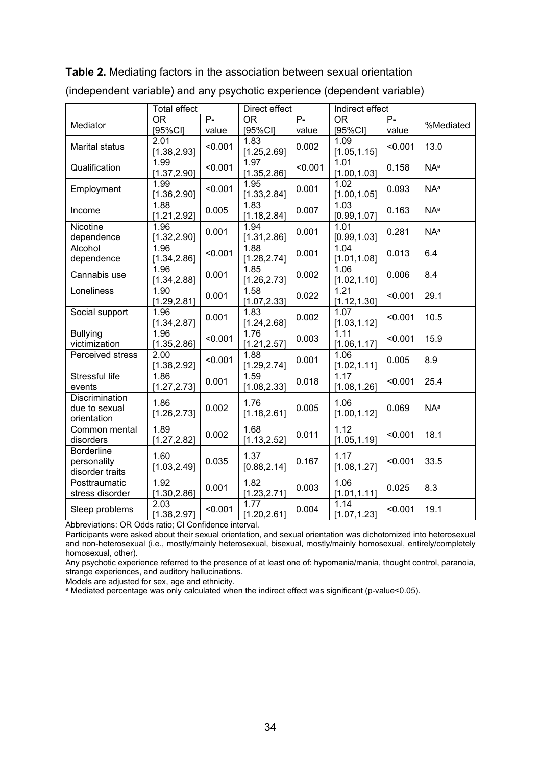**Table 2.** Mediating factors in the association between sexual orientation (independent variable) and any psychotic experience (dependent variable)

| Mediator | Total effect | | Direct effect | | Indirect effect | | %Mediated |
|---|---|---|---|---|---|---|---|
| | OR [95%CI] | P-value | OR [95%CI] | P-value | OR [95%CI] | P-value | |
| Marital status | 2.01 [1.38,2.93] | <0.001 | 1.83 [1.25,2.69] | 0.002 | 1.09 [1.05,1.15] | <0.001 | 13.0 |
| Qualification | 1.99 [1.37,2.90] | <0.001 | 1.97 [1.35,2.86] | <0.001 | 1.01 [1.00,1.03] | 0.158 | NA[a] |
| Employment | 1.99 [1.36,2.90] | <0.001 | 1.95 [1.33,2.84] | 0.001 | 1.02 [1.00,1.05] | 0.093 | NA[a] |
| Income | 1.88 [1.21,2.92] | 0.005 | 1.83 [1.18,2.84] | 0.007 | 1.03 [0.99,1.07] | 0.163 | NA[a] |
| Nicotine dependence | 1.96 [1.32,2.90] | 0.001 | 1.94 [1.31,2.86] | 0.001 | 1.01 [0.99,1.03] | 0.281 | NA[a] |
| Alcohol dependence | 1.96 [1.34,2.86] | <0.001 | 1.88 [1.28,2.74] | 0.001 | 1.04 [1.01,1.08] | 0.013 | 6.4 |
| Cannabis use | 1.96 [1.34,2.88] | 0.001 | 1.85 [1.26,2.73] | 0.002 | 1.06 [1.02,1.10] | 0.006 | 8.4 |
| Loneliness | 1.90 [1.29,2.81] | 0.001 | 1.58 [1.07,2.33] | 0.022 | 1.21 [1.12,1.30] | <0.001 | 29.1 |
| Social support | 1.96 [1.34,2.87] | 0.001 | 1.83 [1.24,2.68] | 0.002 | 1.07 [1.03,1.12] | <0.001 | 10.5 |
| Bullying victimization | 1.96 [1.35,2.86] | <0.001 | 1.76 [1.21,2.57] | 0.003 | 1.11 [1.06,1.17] | <0.001 | 15.9 |
| Perceived stress | 2.00 [1.38,2.92] | <0.001 | 1.88 [1.29,2.74] | 0.001 | 1.06 [1.02,1.11] | 0.005 | 8.9 |
| Stressful life events | 1.86 [1.27,2.73] | 0.001 | 1.59 [1.08,2.33] | 0.018 | 1.17 [1.08,1.26] | <0.001 | 25.4 |
| Discrimination due to sexual orientation | 1.86 [1.26,2.73] | 0.002 | 1.76 [1.18,2.61] | 0.005 | 1.06 [1.00,1.12] | 0.069 | NA[a] |
| Common mental disorders | 1.89 [1.27,2.82] | 0.002 | 1.68 [1.13,2.52] | 0.011 | 1.12 [1.05,1.19] | <0.001 | 18.1 |
| Borderline personality disorder traits | 1.60 [1.03,2.49] | 0.035 | 1.37 [0.88,2.14] | 0.167 | 1.17 [1.08,1.27] | <0.001 | 33.5 |
| Posttraumatic stress disorder | 1.92 [1.30,2.86] | 0.001 | 1.82 [1.23,2.71] | 0.003 | 1.06 [1.01,1.11] | 0.025 | 8.3 |
| Sleep problems | 2.03 [1.38,2.97] | <0.001 | 1.77 [1.20,2.61] | 0.004 | 1.14 [1.07,1.23] | <0.001 | 19.1 |

Abbreviations: OR Odds ratio; CI Confidence interval.

Participants were asked about their sexual orientation, and sexual orientation was dichotomized into heterosexual and non-heterosexual (i.e., mostly/mainly heterosexual, bisexual, mostly/mainly homosexual, entirely/completely homosexual, other).

Any psychotic experience referred to the presence of at least one of: hypomania/mania, thought control, paranoia, strange experiences, and auditory hallucinations.

Models are adjusted for sex, age and ethnicity.

[a] Mediated percentage was only calculated when the indirect effect was significant (p-value<0.05).